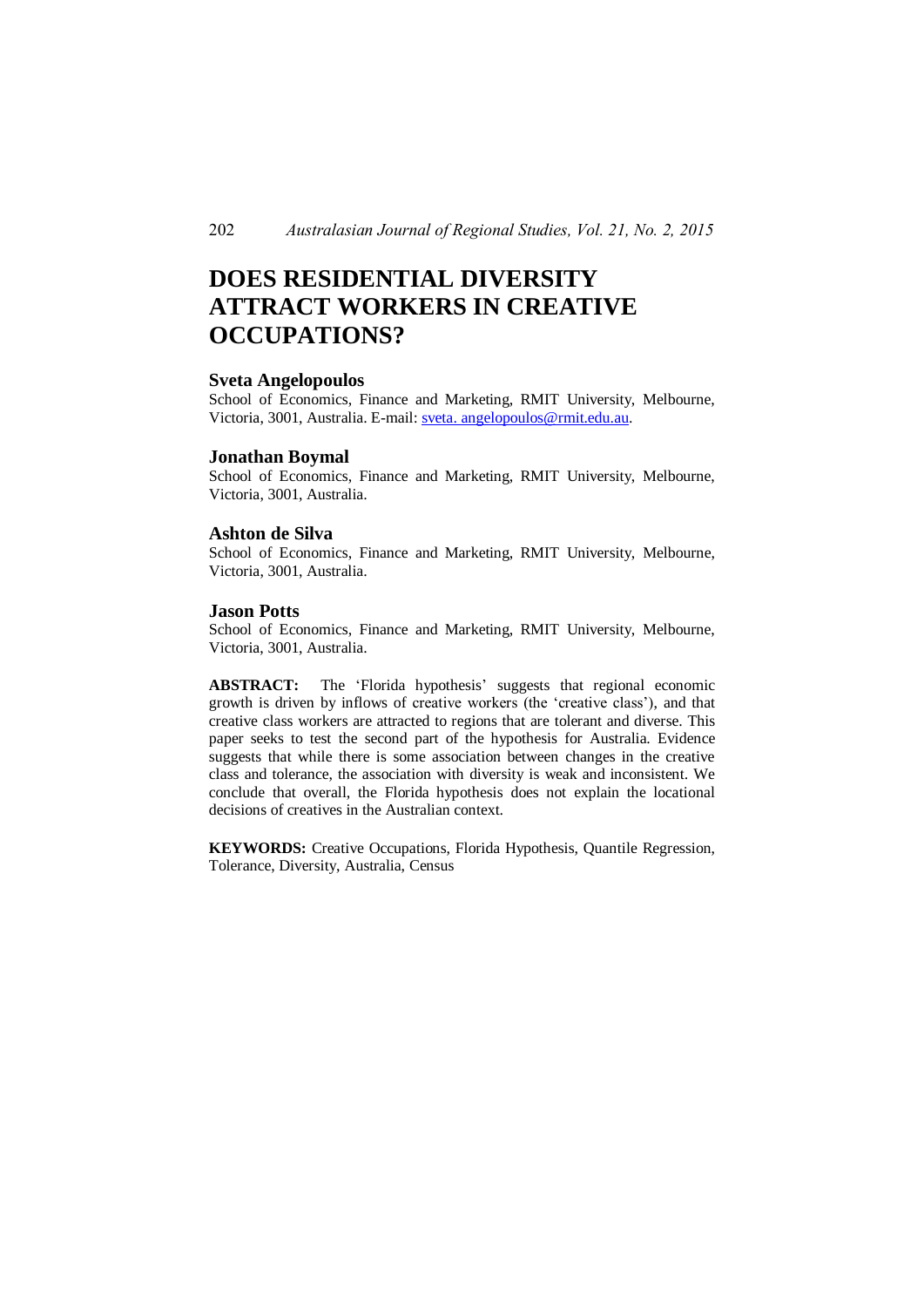# DOES RESIDENTIAL DIVERSITY ATTRACT WORKERS IN CREATIVE OCCUPATIONS?

### Sveta Angelopoulos

School of Economics, Finance and Marketing, RMIT University, Melbourne, Victoria, 3001, Australia. E-mail: sveta.angelopoulos@rmit.edu.au.

### Jonathan Boymal

School of Economics, Finance and Marketing, RMIT University, Melbourne, Victoria, 3001, Australia.

### Ashton de Silva

School of Economics, Finance and Marketing, RMIT University, Melbourne, Victoria, 3001, Australia.

### Jason Potts

School of Economics, Finance and Marketing, RMIT University, Melbourne, Victoria, 3001, Australia.

**ABSTRACT:** The 'Florida hypothesis' suggests that regional economic growth is driven by inflows of creative workers (the 'creative class'), and that creative class workers are attracted to regions that are tolerant and diverse. This paper seeks to test the second part of the hypothesis for Australia. Evidence suggests that while there is some association between changes in the creative class and tolerance, the association with diversity is weak and inconsistent. We conclude that overall, the Florida hypothesis does not explain the locational decisions of creatives in the Australian context.

**KEYWORDS:** Creative Occupations, Florida Hypothesis, Quantile Regression, Tolerance, Diversity, Australia, Census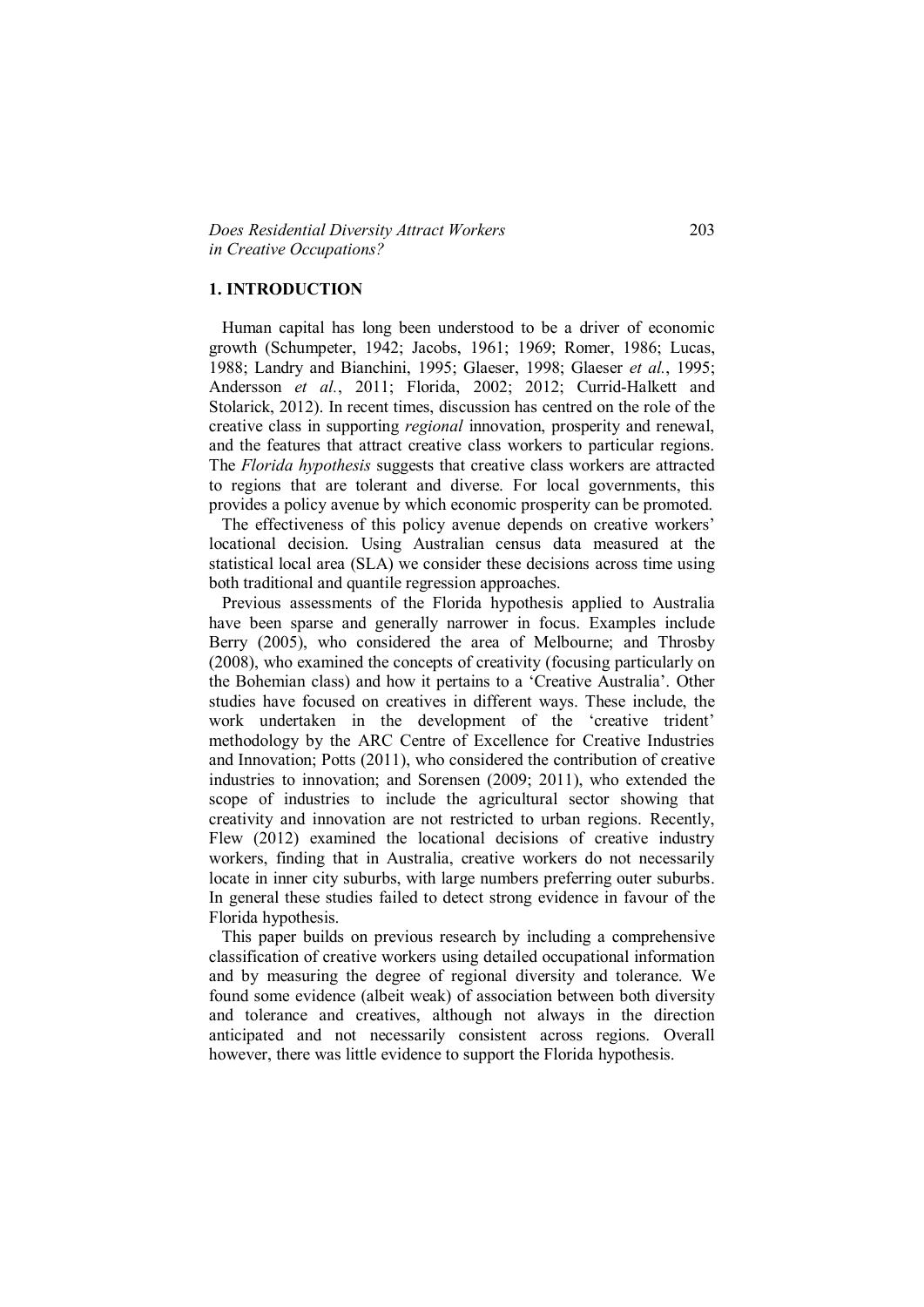## 1. INTRODUCTION

Human capital has long been understood to be a driver of economic growth (Schumpeter, 1942; Jacobs, 1961; 1969; Romer, 1986; Lucas, 1988; Landry and Bianchini, 1995; Glaeser, 1998; Glaeser *et al.*, 1995; Andersson *et al.*, 2011; Florida, 2002; 2012; Currid-Halkett and Stolarick, 2012). In recent times, discussion has centred on the role of the creative class in supporting *regional* innovation, prosperity and renewal, and the features that attract creative class workers to particular regions. The *Florida hypothesis* suggests that creative class workers are attracted to regions that are tolerant and diverse. For local governments, this provides a policy avenue by which economic prosperity can be promoted.

The effectiveness of this policy avenue depends on creative workers' locational decision. Using Australian census data measured at the statistical local area (SLA) we consider these decisions across time using both traditional and quantile regression approaches.

Previous assessments of the Florida hypothesis applied to Australia have been sparse and generally narrower in focus. Examples include Berry (2005), who considered the area of Melbourne; and Throsby (2008), who examined the concepts of creativity (focusing particularly on the Bohemian class) and how it pertains to a 'Creative Australia'. Other studies have focused on creatives in different ways. These include, the work undertaken in the development of the 'creative trident' methodology by the ARC Centre of Excellence for Creative Industries and Innovation; Potts (2011), who considered the contribution of creative industries to innovation; and Sorensen (2009; 2011), who extended the scope of industries to include the agricultural sector showing that creativity and innovation are not restricted to urban regions. Recently, Flew (2012) examined the locational decisions of creative industry workers, finding that in Australia, creative workers do not necessarily locate in inner city suburbs, with large numbers preferring outer suburbs. In general these studies failed to detect strong evidence in favour of the Florida hypothesis.

This paper builds on previous research by including a comprehensive classification of creative workers using detailed occupational information and by measuring the degree of regional diversity and tolerance. We found some evidence (albeit weak) of association between both diversity and tolerance and creatives, although not always in the direction anticipated and not necessarily consistent across regions. Overall however, there was little evidence to support the Florida hypothesis.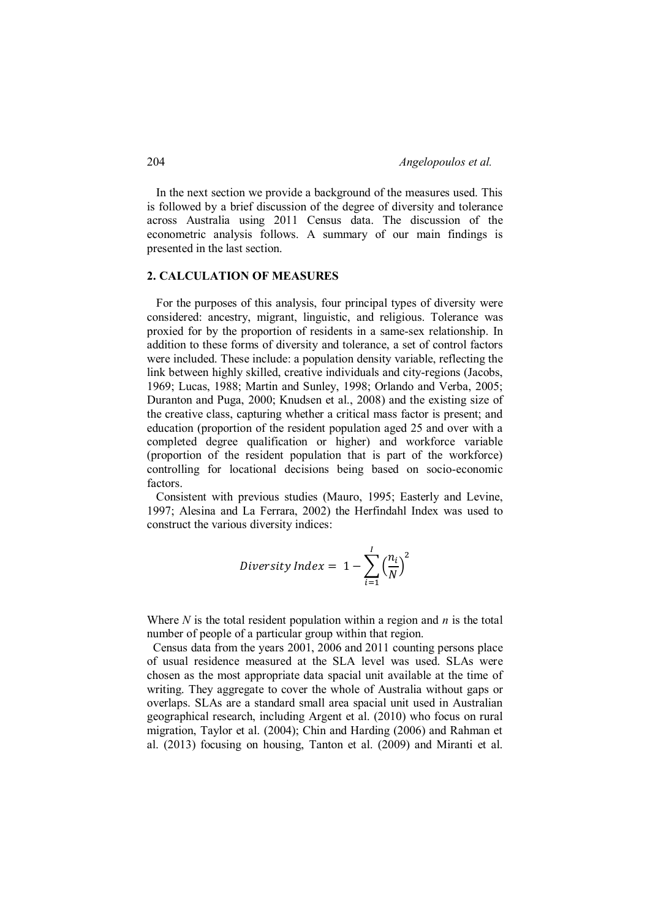In the next section we provide a background of the measures used. This is followed by a brief discussion of the degree of diversity and tolerance across Australia using 2011 Census data. The discussion of the econometric analysis follows. A summary of our main findings is presented in the last section.

## 2. CALCULATION OF MEASURES

For the purposes of this analysis, four principal types of diversity were considered: ancestry, migrant, linguistic, and religious. Tolerance was proxied for by the proportion of residents in a same-sex relationship. In addition to these forms of diversity and tolerance, a set of control factors were included. These include: a population density variable, reflecting the link between highly skilled, creative individuals and city-regions (Jacobs, 1969; Lucas, 1988; Martin and Sunley, 1998; Orlando and Verba, 2005; Duranton and Puga, 2000; Knudsen et al., 2008) and the existing size of the creative class, capturing whether a critical mass factor is present; and education (proportion of the resident population aged 25 and over with a completed degree qualification or higher) and workforce variable (proportion of the resident population that is part of the workforce) controlling for locational decisions being based on socio-economic factors.

Consistent with previous studies (Mauro, 1995; Easterly and Levine, 1997; Alesina and La Ferrara, 2002) the Herfindahl Index was used to construct the various diversity indices:

$$Diversity\ Index = 1 - \sum_{i=1}^{I} \left(\frac{n_i}{N}\right)^2$$

Where $N$ is the total resident population within a region and $n$ is the total number of people of a particular group within that region.

Census data from the years 2001, 2006 and 2011 counting persons place of usual residence measured at the SLA level was used. SLAs were chosen as the most appropriate data spacial unit available at the time of writing. They aggregate to cover the whole of Australia without gaps or overlaps. SLAs are a standard small area spacial unit used in Australian geographical research, including Argent et al. (2010) who focus on rural migration, Taylor et al. (2004); Chin and Harding (2006) and Rahman et al. (2013) focusing on housing, Tanton et al. (2009) and Miranti et al.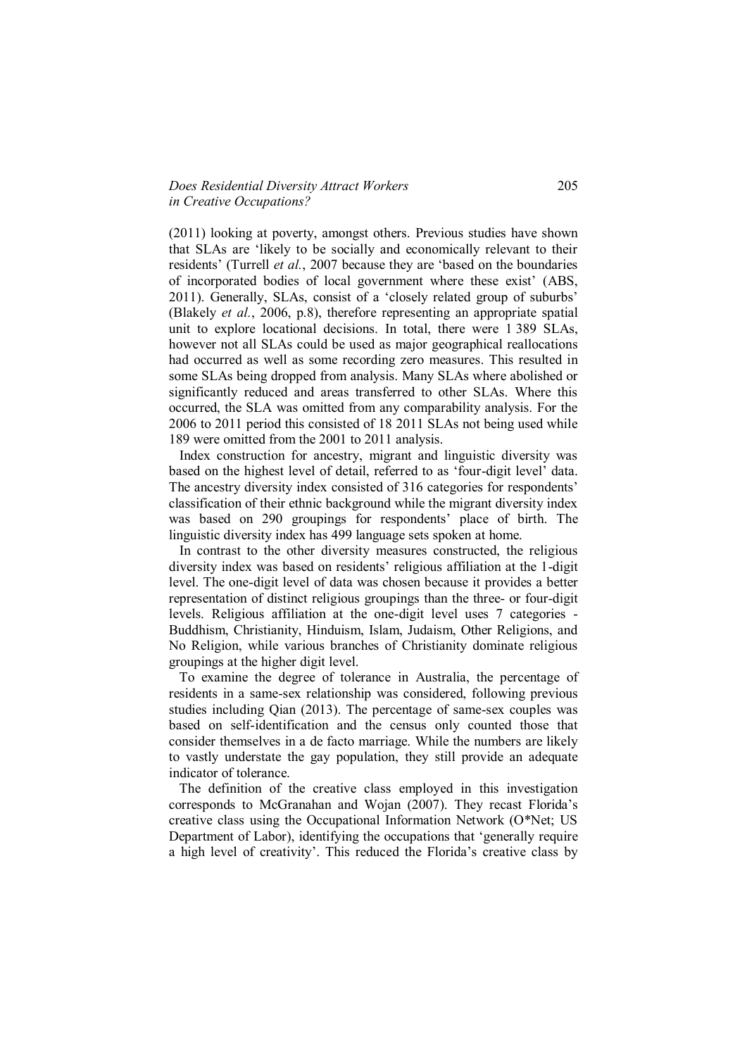(2011) looking at poverty, amongst others. Previous studies have shown that SLAs are 'likely to be socially and economically relevant to their residents' (Turrell *et al.*, 2007 because they are 'based on the boundaries of incorporated bodies of local government where these exist' (ABS, 2011). Generally, SLAs, consist of a 'closely related group of suburbs' (Blakely *et al.*, 2006, p.8), therefore representing an appropriate spatial unit to explore locational decisions. In total, there were 1 389 SLAs, however not all SLAs could be used as major geographical reallocations had occurred as well as some recording zero measures. This resulted in some SLAs being dropped from analysis. Many SLAs where abolished or significantly reduced and areas transferred to other SLAs. Where this occurred, the SLA was omitted from any comparability analysis. For the 2006 to 2011 period this consisted of 18 2011 SLAs not being used while 189 were omitted from the 2001 to 2011 analysis.

Index construction for ancestry, migrant and linguistic diversity was based on the highest level of detail, referred to as 'four-digit level' data. The ancestry diversity index consisted of 316 categories for respondents' classification of their ethnic background while the migrant diversity index was based on 290 groupings for respondents' place of birth. The linguistic diversity index has 499 language sets spoken at home.

In contrast to the other diversity measures constructed, the religious diversity index was based on residents' religious affiliation at the 1-digit level. The one-digit level of data was chosen because it provides a better representation of distinct religious groupings than the three- or four-digit levels. Religious affiliation at the one-digit level uses 7 categories - Buddhism, Christianity, Hinduism, Islam, Judaism, Other Religions, and No Religion, while various branches of Christianity dominate religious groupings at the higher digit level.

To examine the degree of tolerance in Australia, the percentage of residents in a same-sex relationship was considered, following previous studies including Qian (2013). The percentage of same-sex couples was based on self-identification and the census only counted those that consider themselves in a de facto marriage. While the numbers are likely to vastly understate the gay population, they still provide an adequate indicator of tolerance.

The definition of the creative class employed in this investigation corresponds to McGranahan and Wojan (2007). They recast Florida's creative class using the Occupational Information Network (O*Net; US Department of Labor), identifying the occupations that 'generally require a high level of creativity'. This reduced the Florida's creative class by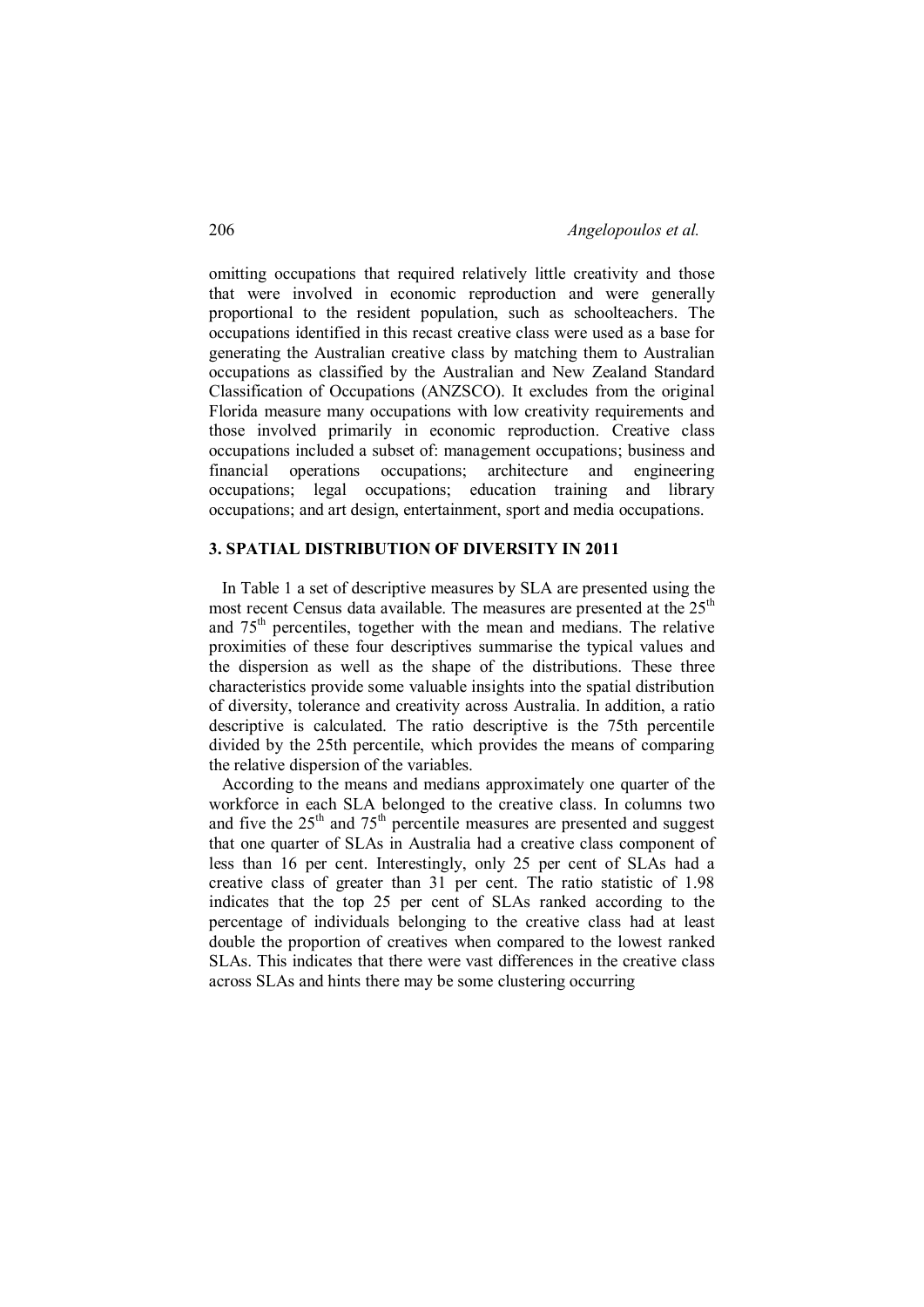omitting occupations that required relatively little creativity and those that were involved in economic reproduction and were generally proportional to the resident population, such as schoolteachers. The occupations identified in this recast creative class were used as a base for generating the Australian creative class by matching them to Australian occupations as classified by the Australian and New Zealand Standard Classification of Occupations (ANZSCO). It excludes from the original Florida measure many occupations with low creativity requirements and those involved primarily in economic reproduction. Creative class occupations included a subset of: management occupations; business and financial operations occupations; architecture and engineering occupations; legal occupations; education training and library occupations; and art design, entertainment, sport and media occupations.

## 3. SPATIAL DISTRIBUTION OF DIVERSITY IN 2011

In Table 1 a set of descriptive measures by SLA are presented using the most recent Census data available. The measures are presented at the 25$^{th}$ and 75$^{th}$ percentiles, together with the mean and medians. The relative proximities of these four descriptives summarise the typical values and the dispersion as well as the shape of the distributions. These three characteristics provide some valuable insights into the spatial distribution of diversity, tolerance and creativity across Australia. In addition, a ratio descriptive is calculated. The ratio descriptive is the 75th percentile divided by the 25th percentile, which provides the means of comparing the relative dispersion of the variables.

According to the means and medians approximately one quarter of the workforce in each SLA belonged to the creative class. In columns two and five the 25$^{th}$ and 75$^{th}$ percentile measures are presented and suggest that one quarter of SLAs in Australia had a creative class component of less than 16 per cent. Interestingly, only 25 per cent of SLAs had a creative class of greater than 31 per cent. The ratio statistic of 1.98 indicates that the top 25 per cent of SLAs ranked according to the percentage of individuals belonging to the creative class had at least double the proportion of creatives when compared to the lowest ranked SLAs. This indicates that there were vast differences in the creative class across SLAs and hints there may be some clustering occurring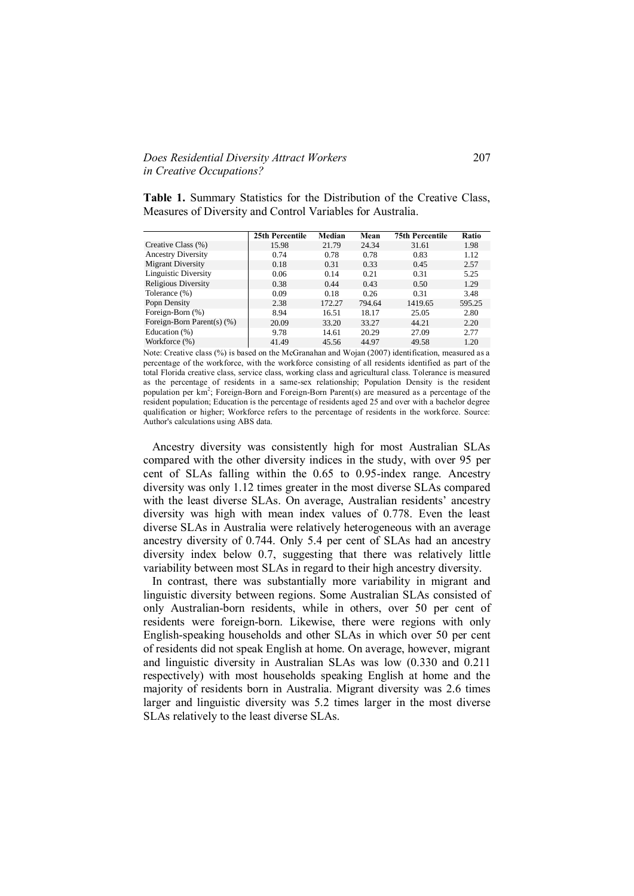**Table 1.** Summary Statistics for the Distribution of the Creative Class, Measures of Diversity and Control Variables for Australia.

| | 25th Percentile | Median | Mean | 75th Percentile | Ratio |
|---|---|---|---|---|---|
| Creative Class (%) | 15.98 | 21.79 | 24.34 | 31.61 | 1.98 |
| Ancestry Diversity | 0.74 | 0.78 | 0.78 | 0.83 | 1.12 |
| Migrant Diversity | 0.18 | 0.31 | 0.33 | 0.45 | 2.57 |
| Linguistic Diversity | 0.06 | 0.14 | 0.21 | 0.31 | 5.25 |
| Religious Diversity | 0.38 | 0.44 | 0.43 | 0.50 | 1.29 |
| Tolerance (%) | 0.09 | 0.18 | 0.26 | 0.31 | 3.48 |
| Popn Density | 2.38 | 172.27 | 794.64 | 1419.65 | 595.25 |
| Foreign-Born (%) | 8.94 | 16.51 | 18.17 | 25.05 | 2.80 |
| Foreign-Born Parent(s) (%) | 20.09 | 33.20 | 33.27 | 44.21 | 2.20 |
| Education (%) | 9.78 | 14.61 | 20.29 | 27.09 | 2.77 |
| Workforce (%) | 41.49 | 45.56 | 44.97 | 49.58 | 1.20 |

Note: Creative class (%) is based on the McGranahan and Wojan (2007) identification, measured as a percentage of the workforce, with the workforce consisting of all residents identified as part of the total Florida creative class, service class, working class and agricultural class. Tolerance is measured as the percentage of residents in a same-sex relationship; Population Density is the resident population per km$^2$; Foreign-Born and Foreign-Born Parent(s) are measured as a percentage of the resident population; Education is the percentage of residents aged 25 and over with a bachelor degree qualification or higher; Workforce refers to the percentage of residents in the workforce. Source: Author's calculations using ABS data.

Ancestry diversity was consistently high for most Australian SLAs compared with the other diversity indices in the study, with over 95 per cent of SLAs falling within the 0.65 to 0.95-index range. Ancestry diversity was only 1.12 times greater in the most diverse SLAs compared with the least diverse SLAs. On average, Australian residents' ancestry diversity was high with mean index values of 0.778. Even the least diverse SLAs in Australia were relatively heterogeneous with an average ancestry diversity of 0.744. Only 5.4 per cent of SLAs had an ancestry diversity index below 0.7, suggesting that there was relatively little variability between most SLAs in regard to their high ancestry diversity.

In contrast, there was substantially more variability in migrant and linguistic diversity between regions. Some Australian SLAs consisted of only Australian-born residents, while in others, over 50 per cent of residents were foreign-born. Likewise, there were regions with only English-speaking households and other SLAs in which over 50 per cent of residents did not speak English at home. On average, however, migrant and linguistic diversity in Australian SLAs was low (0.330 and 0.211 respectively) with most households speaking English at home and the majority of residents born in Australia. Migrant diversity was 2.6 times larger and linguistic diversity was 5.2 times larger in the most diverse SLAs relatively to the least diverse SLAs.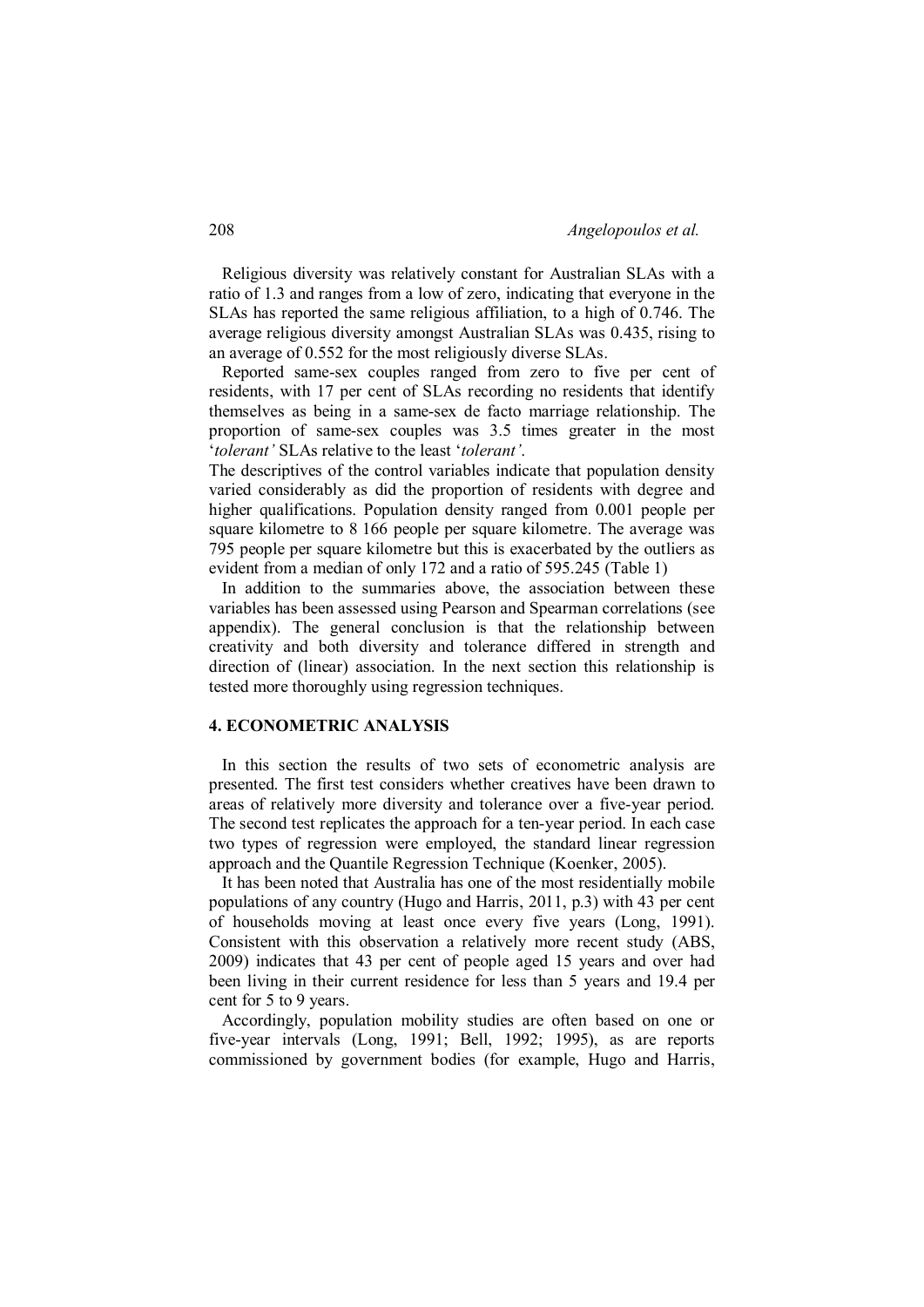Religious diversity was relatively constant for Australian SLAs with a ratio of 1.3 and ranges from a low of zero, indicating that everyone in the SLAs has reported the same religious affiliation, to a high of 0.746. The average religious diversity amongst Australian SLAs was 0.435, rising to an average of 0.552 for the most religiously diverse SLAs.

Reported same-sex couples ranged from zero to five per cent of residents, with 17 per cent of SLAs recording no residents that identify themselves as being in a same-sex de facto marriage relationship. The proportion of same-sex couples was 3.5 times greater in the most '*tolerant'* SLAs relative to the least '*tolerant'*.

The descriptives of the control variables indicate that population density varied considerably as did the proportion of residents with degree and higher qualifications. Population density ranged from 0.001 people per square kilometre to 8 166 people per square kilometre. The average was 795 people per square kilometre but this is exacerbated by the outliers as evident from a median of only 172 and a ratio of 595.245 (Table 1)

In addition to the summaries above, the association between these variables has been assessed using Pearson and Spearman correlations (see appendix). The general conclusion is that the relationship between creativity and both diversity and tolerance differed in strength and direction of (linear) association. In the next section this relationship is tested more thoroughly using regression techniques.

## 4. ECONOMETRIC ANALYSIS

In this section the results of two sets of econometric analysis are presented. The first test considers whether creatives have been drawn to areas of relatively more diversity and tolerance over a five-year period. The second test replicates the approach for a ten-year period. In each case two types of regression were employed, the standard linear regression approach and the Quantile Regression Technique (Koenker, 2005).

It has been noted that Australia has one of the most residentially mobile populations of any country (Hugo and Harris, 2011, p.3) with 43 per cent of households moving at least once every five years (Long, 1991). Consistent with this observation a relatively more recent study (ABS, 2009) indicates that 43 per cent of people aged 15 years and over had been living in their current residence for less than 5 years and 19.4 per cent for 5 to 9 years.

Accordingly, population mobility studies are often based on one or five-year intervals (Long, 1991; Bell, 1992; 1995), as are reports commissioned by government bodies (for example, Hugo and Harris,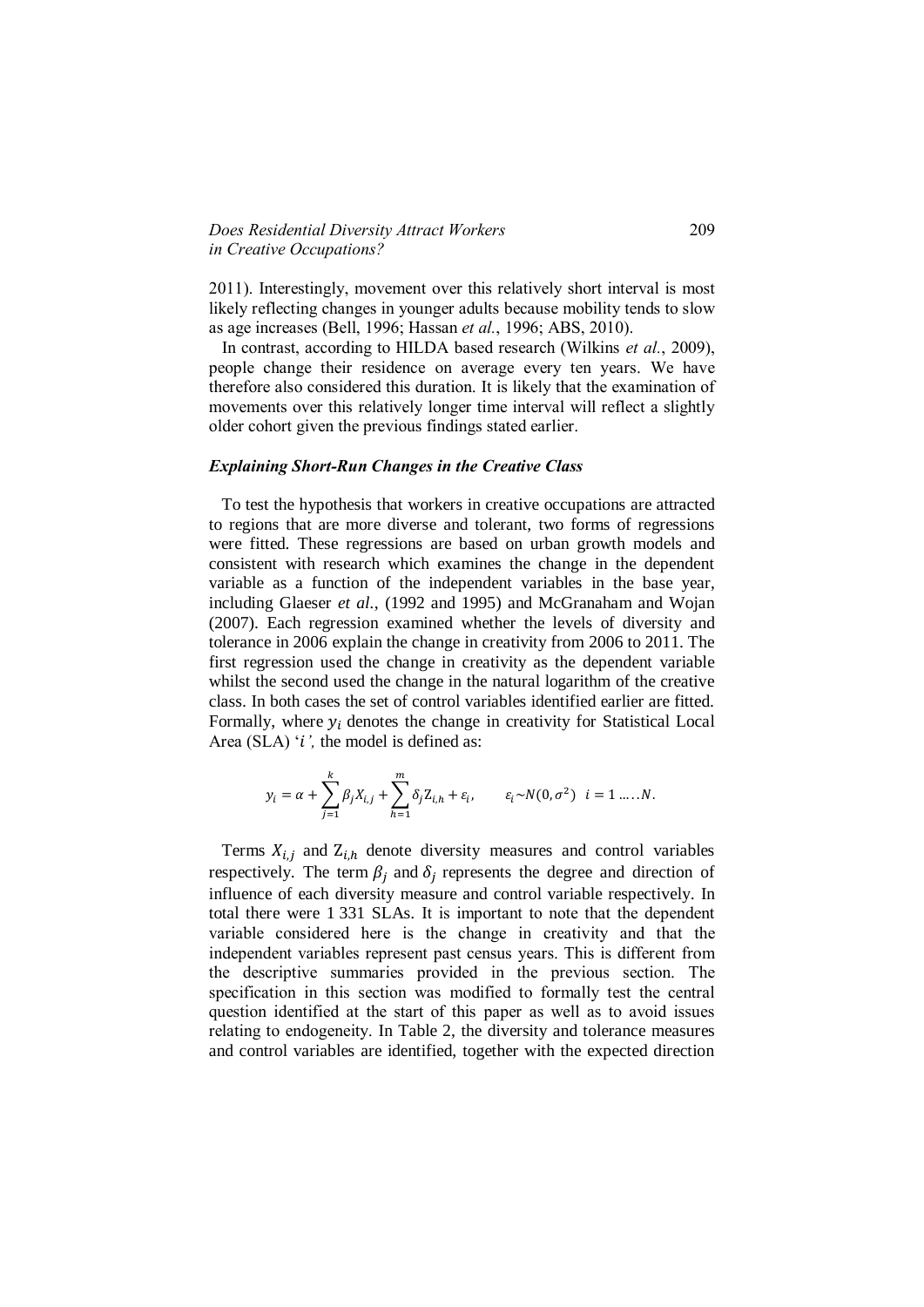2011). Interestingly, movement over this relatively short interval is most likely reflecting changes in younger adults because mobility tends to slow as age increases (Bell, 1996; Hassan *et al.*, 1996; ABS, 2010).

In contrast, according to HILDA based research (Wilkins *et al.*, 2009), people change their residence on average every ten years. We have therefore also considered this duration. It is likely that the examination of movements over this relatively longer time interval will reflect a slightly older cohort given the previous findings stated earlier.

### *Explaining Short-Run Changes in the Creative Class*

To test the hypothesis that workers in creative occupations are attracted to regions that are more diverse and tolerant, two forms of regressions were fitted. These regressions are based on urban growth models and consistent with research which examines the change in the dependent variable as a function of the independent variables in the base year, including Glaeser *et al.*, (1992 and 1995) and McGranaham and Wojan (2007). Each regression examined whether the levels of diversity and tolerance in 2006 explain the change in creativity from 2006 to 2011. The first regression used the change in creativity as the dependent variable whilst the second used the change in the natural logarithm of the creative class. In both cases the set of control variables identified earlier are fitted. Formally, where $y_i$ denotes the change in creativity for Statistical Local Area (SLA) '$i$', the model is defined as:

$$y_i = \alpha + \sum_{j=1}^{k} \beta_j X_{i,j} + \sum_{h=1}^{m} \delta_j \mathrm{Z}_{i,h} + \varepsilon_i, \qquad \varepsilon_i \sim N(0, \sigma^2) \;\; i = 1 \ldots\ldots N.$$

Terms $X_{i,j}$ and $\mathrm{Z}_{i,h}$ denote diversity measures and control variables respectively. The term $\beta_j$ and $\delta_j$ represents the degree and direction of influence of each diversity measure and control variable respectively. In total there were 1 331 SLAs. It is important to note that the dependent variable considered here is the change in creativity and that the independent variables represent past census years. This is different from the descriptive summaries provided in the previous section. The specification in this section was modified to formally test the central question identified at the start of this paper as well as to avoid issues relating to endogeneity. In Table 2, the diversity and tolerance measures and control variables are identified, together with the expected direction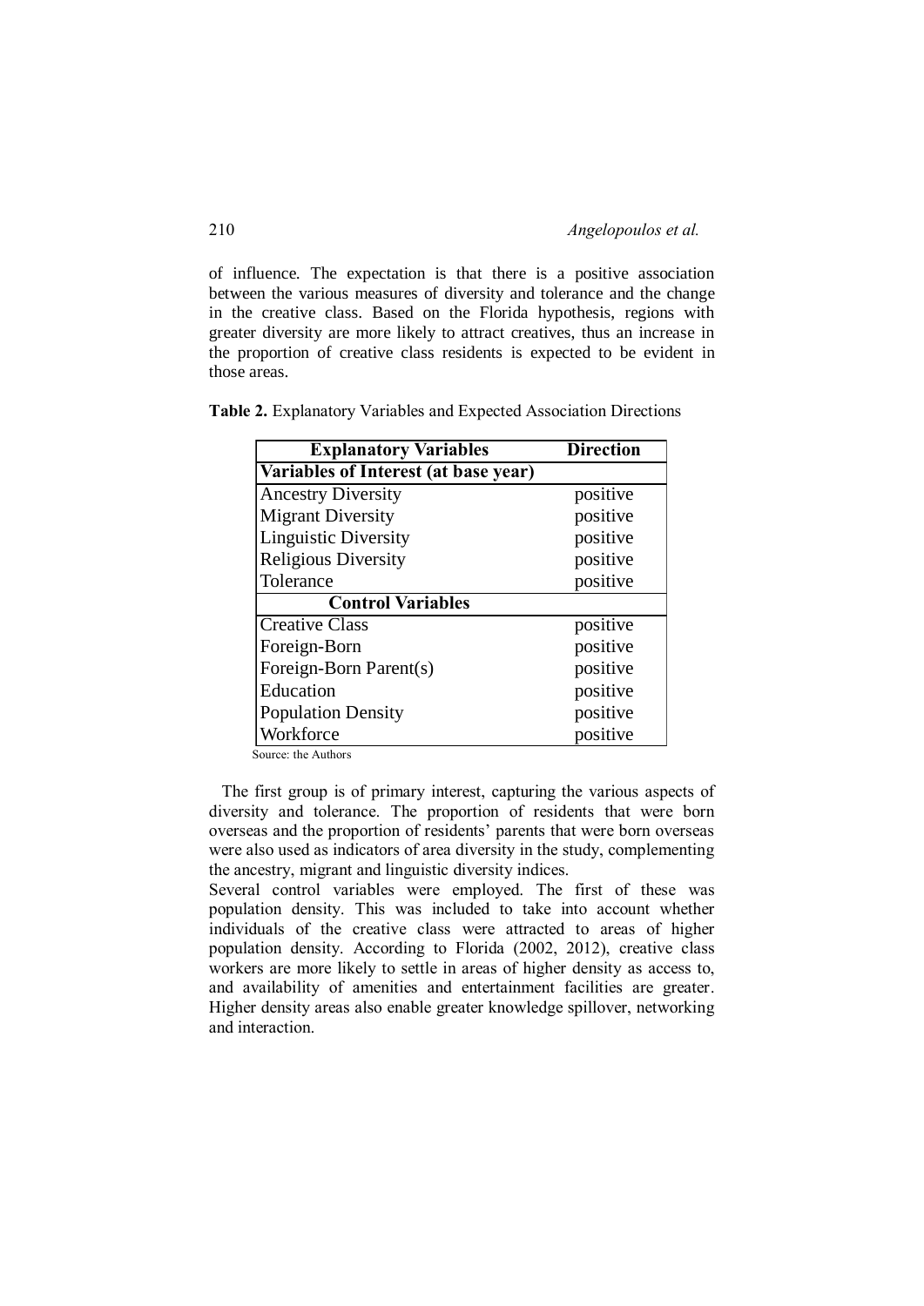of influence. The expectation is that there is a positive association between the various measures of diversity and tolerance and the change in the creative class. Based on the Florida hypothesis, regions with greater diversity are more likely to attract creatives, thus an increase in the proportion of creative class residents is expected to be evident in those areas.

**Table 2.** Explanatory Variables and Expected Association Directions

| **Explanatory Variables** | **Direction** |
|---|---|
| **Variables of Interest (at base year)** | |
| Ancestry Diversity | positive |
| Migrant Diversity | positive |
| Linguistic Diversity | positive |
| Religious Diversity | positive |
| Tolerance | positive |
| **Control Variables** | |
| Creative Class | positive |
| Foreign-Born | positive |
| Foreign-Born Parent(s) | positive |
| Education | positive |
| Population Density | positive |
| Workforce | positive |

Source: the Authors

The first group is of primary interest, capturing the various aspects of diversity and tolerance. The proportion of residents that were born overseas and the proportion of residents' parents that were born overseas were also used as indicators of area diversity in the study, complementing the ancestry, migrant and linguistic diversity indices.

Several control variables were employed. The first of these was population density. This was included to take into account whether individuals of the creative class were attracted to areas of higher population density. According to Florida (2002, 2012), creative class workers are more likely to settle in areas of higher density as access to, and availability of amenities and entertainment facilities are greater. Higher density areas also enable greater knowledge spillover, networking and interaction.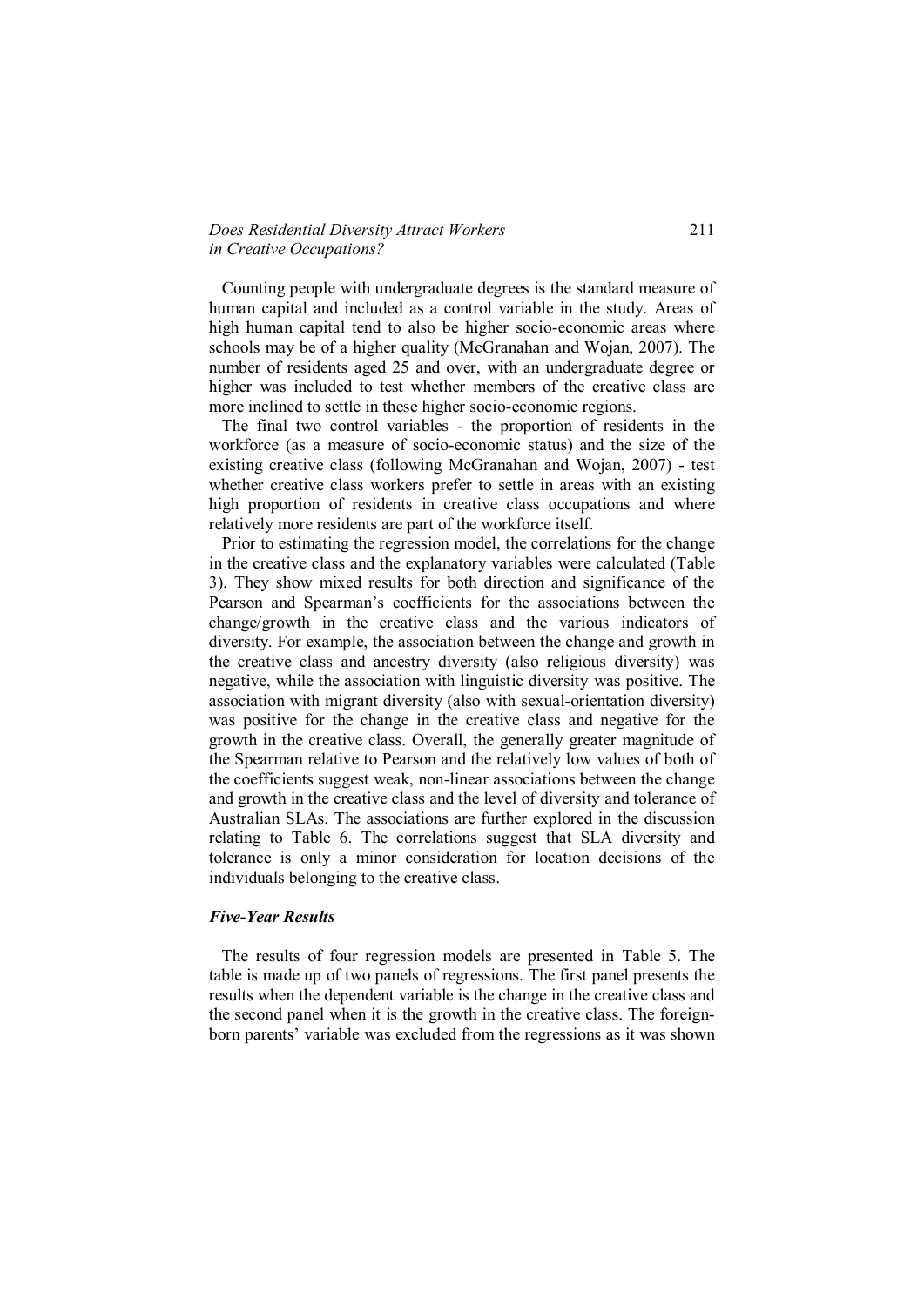Counting people with undergraduate degrees is the standard measure of human capital and included as a control variable in the study. Areas of high human capital tend to also be higher socio-economic areas where schools may be of a higher quality (McGranahan and Wojan, 2007). The number of residents aged 25 and over, with an undergraduate degree or higher was included to test whether members of the creative class are more inclined to settle in these higher socio-economic regions.

The final two control variables - the proportion of residents in the workforce (as a measure of socio-economic status) and the size of the existing creative class (following McGranahan and Wojan, 2007) - test whether creative class workers prefer to settle in areas with an existing high proportion of residents in creative class occupations and where relatively more residents are part of the workforce itself.

Prior to estimating the regression model, the correlations for the change in the creative class and the explanatory variables were calculated (Table 3). They show mixed results for both direction and significance of the Pearson and Spearman's coefficients for the associations between the change/growth in the creative class and the various indicators of diversity. For example, the association between the change and growth in the creative class and ancestry diversity (also religious diversity) was negative, while the association with linguistic diversity was positive. The association with migrant diversity (also with sexual-orientation diversity) was positive for the change in the creative class and negative for the growth in the creative class. Overall, the generally greater magnitude of the Spearman relative to Pearson and the relatively low values of both of the coefficients suggest weak, non-linear associations between the change and growth in the creative class and the level of diversity and tolerance of Australian SLAs. The associations are further explored in the discussion relating to Table 6. The correlations suggest that SLA diversity and tolerance is only a minor consideration for location decisions of the individuals belonging to the creative class.

### *Five-Year Results*

The results of four regression models are presented in Table 5. The table is made up of two panels of regressions. The first panel presents the results when the dependent variable is the change in the creative class and the second panel when it is the growth in the creative class. The foreign-born parents' variable was excluded from the regressions as it was shown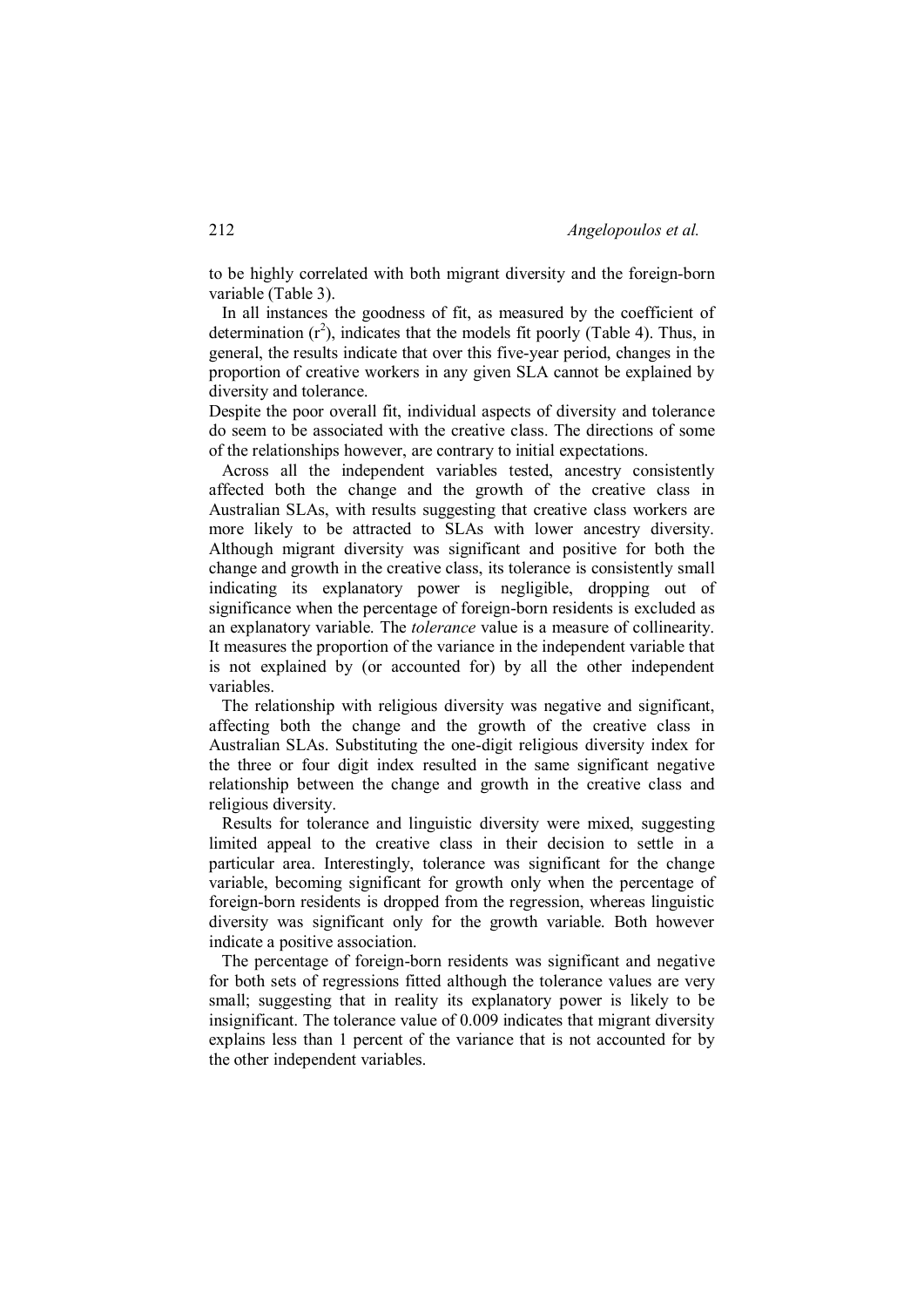to be highly correlated with both migrant diversity and the foreign-born variable (Table 3).

In all instances the goodness of fit, as measured by the coefficient of determination ($r^2$), indicates that the models fit poorly (Table 4). Thus, in general, the results indicate that over this five-year period, changes in the proportion of creative workers in any given SLA cannot be explained by diversity and tolerance.

Despite the poor overall fit, individual aspects of diversity and tolerance do seem to be associated with the creative class. The directions of some of the relationships however, are contrary to initial expectations.

Across all the independent variables tested, ancestry consistently affected both the change and the growth of the creative class in Australian SLAs, with results suggesting that creative class workers are more likely to be attracted to SLAs with lower ancestry diversity. Although migrant diversity was significant and positive for both the change and growth in the creative class, its tolerance is consistently small indicating its explanatory power is negligible, dropping out of significance when the percentage of foreign-born residents is excluded as an explanatory variable. The *tolerance* value is a measure of collinearity. It measures the proportion of the variance in the independent variable that is not explained by (or accounted for) by all the other independent variables.

The relationship with religious diversity was negative and significant, affecting both the change and the growth of the creative class in Australian SLAs. Substituting the one-digit religious diversity index for the three or four digit index resulted in the same significant negative relationship between the change and growth in the creative class and religious diversity.

Results for tolerance and linguistic diversity were mixed, suggesting limited appeal to the creative class in their decision to settle in a particular area. Interestingly, tolerance was significant for the change variable, becoming significant for growth only when the percentage of foreign-born residents is dropped from the regression, whereas linguistic diversity was significant only for the growth variable. Both however indicate a positive association.

The percentage of foreign-born residents was significant and negative for both sets of regressions fitted although the tolerance values are very small; suggesting that in reality its explanatory power is likely to be insignificant. The tolerance value of 0.009 indicates that migrant diversity explains less than 1 percent of the variance that is not accounted for by the other independent variables.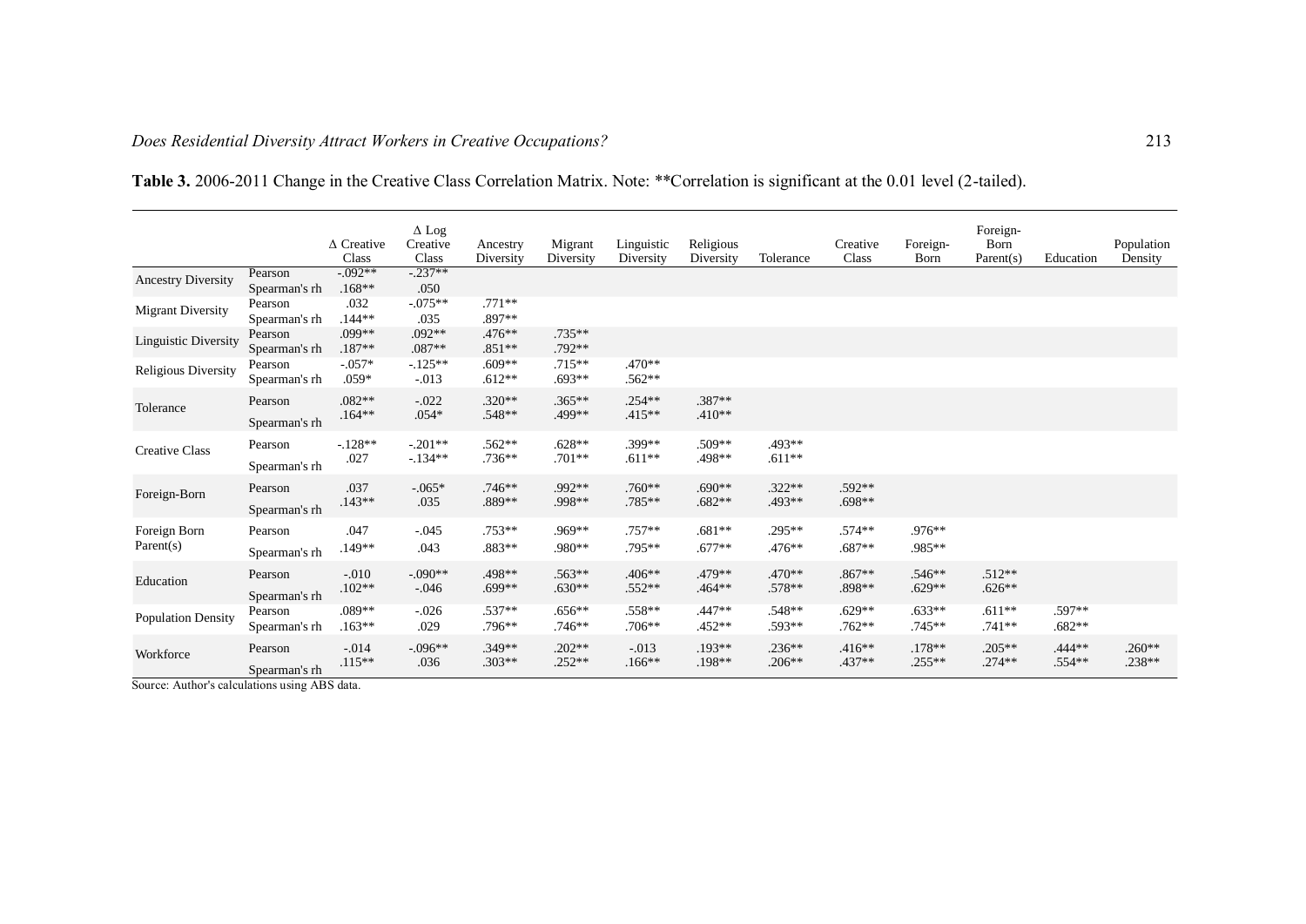**Table 3.** 2006-2011 Change in the Creative Class Correlation Matrix. Note: **Correlation is significant at the 0.01 level (2-tailed).

| | | Δ Creative Class | Δ Log Creative Class | Ancestry Diversity | Migrant Diversity | Linguistic Diversity | Religious Diversity | Tolerance | Creative Class | Foreign-Born | Foreign-Born Parent(s) | Education | Population Density |
|---|---|---|---|---|---|---|---|---|---|---|---|---|---|
| Ancestry Diversity | Pearson | -.092** | -.237** | | | | | | | | | | |
| | Spearman's rh | .168** | .050 | | | | | | | | | | |
| Migrant Diversity | Pearson | .032 | -.075** | .771** | | | | | | | | | |
| | Spearman's rh | .144** | .035 | .897** | | | | | | | | | |
| Linguistic Diversity | Pearson | .099** | .092** | .476** | .735** | | | | | | | | |
| | Spearman's rh | .187** | .087** | .851** | .792** | | | | | | | | |
| Religious Diversity | Pearson | -.057* | -.125** | .609** | .715** | .470** | | | | | | | |
| | Spearman's rh | .059* | -.013 | .612** | .693** | .562** | | | | | | | |
| Tolerance | Pearson | .082** | -.022 | .320** | .365** | .254** | .387** | | | | | | |
| | Spearman's rh | .164** | .054* | .548** | .499** | .415** | .410** | | | | | | |
| Creative Class | Pearson | -.128** | -.201** | .562** | .628** | .399** | .509** | .493** | | | | | |
| | Spearman's rh | .027 | -.134** | .736** | .701** | .611** | .498** | .611** | | | | | |
| Foreign-Born | Pearson | .037 | -.065* | .746** | .992** | .760** | .690** | .322** | .592** | | | | |
| | Spearman's rh | .143** | .035 | .889** | .998** | .785** | .682** | .493** | .698** | | | | |
| Foreign Born Parent(s) | Pearson | .047 | -.045 | .753** | .969** | .757** | .681** | .295** | .574** | .976** | | | |
| | Spearman's rh | .149** | .043 | .883** | .980** | .795** | .677** | .476** | .687** | .985** | | | |
| Education | Pearson | -.010 | -.090** | .498** | .563** | .406** | .479** | .470** | .867** | .546** | .512** | | |
| | Spearman's rh | .102** | -.046 | .699** | .630** | .552** | .464** | .578** | .898** | .629** | .626** | | |
| Population Density | Pearson | .089** | -.026 | .537** | .656** | .558** | .447** | .548** | .629** | .633** | .611** | .597** | |
| | Spearman's rh | .163** | .029 | .796** | .746** | .706** | .452** | .593** | .762** | .745** | .741** | .682** | |
| Workforce | Pearson | -.014 | -.096** | .349** | .202** | -.013 | .193** | .236** | .416** | .178** | .205** | .444** | .260** |
| | Spearman's rh | .115** | .036 | .303** | .252** | .166** | .198** | .206** | .437** | .255** | .274** | .554** | .238** |

Source: Author's calculations using ABS data.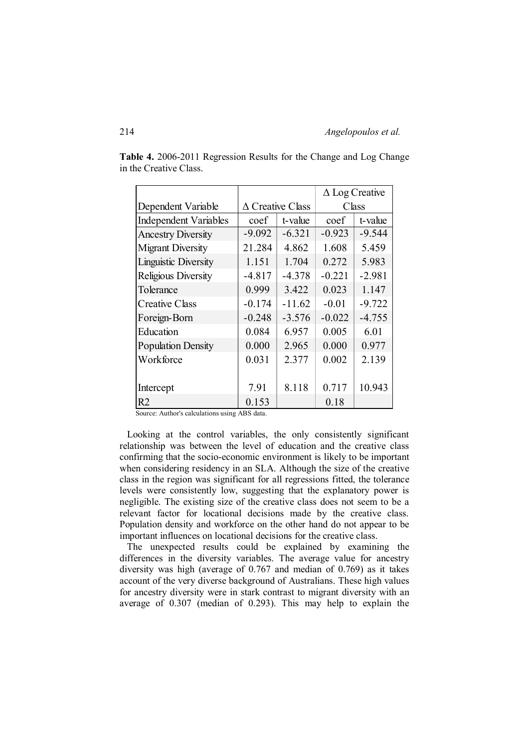**Table 4.** 2006-2011 Regression Results for the Change and Log Change in the Creative Class.

| Dependent Variable | Δ Creative Class | | Δ Log Creative Class | |
|---|---|---|---|---|
| Independent Variables | coef | t-value | coef | t-value |
| Ancestry Diversity | -9.092 | -6.321 | -0.923 | -9.544 |
| Migrant Diversity | 21.284 | 4.862 | 1.608 | 5.459 |
| Linguistic Diversity | 1.151 | 1.704 | 0.272 | 5.983 |
| Religious Diversity | -4.817 | -4.378 | -0.221 | -2.981 |
| Tolerance | 0.999 | 3.422 | 0.023 | 1.147 |
| Creative Class | -0.174 | -11.62 | -0.01 | -9.722 |
| Foreign-Born | -0.248 | -3.576 | -0.022 | -4.755 |
| Education | 0.084 | 6.957 | 0.005 | 6.01 |
| Population Density | 0.000 | 2.965 | 0.000 | 0.977 |
| Workforce | 0.031 | 2.377 | 0.002 | 2.139 |
| Intercept | 7.91 | 8.118 | 0.717 | 10.943 |
| R2 | 0.153 | | 0.18 | |

Source: Author's calculations using ABS data.

Looking at the control variables, the only consistently significant relationship was between the level of education and the creative class confirming that the socio-economic environment is likely to be important when considering residency in an SLA. Although the size of the creative class in the region was significant for all regressions fitted, the tolerance levels were consistently low, suggesting that the explanatory power is negligible. The existing size of the creative class does not seem to be a relevant factor for locational decisions made by the creative class. Population density and workforce on the other hand do not appear to be important influences on locational decisions for the creative class.

The unexpected results could be explained by examining the differences in the diversity variables. The average value for ancestry diversity was high (average of 0.767 and median of 0.769) as it takes account of the very diverse background of Australians. These high values for ancestry diversity were in stark contrast to migrant diversity with an average of 0.307 (median of 0.293). This may help to explain the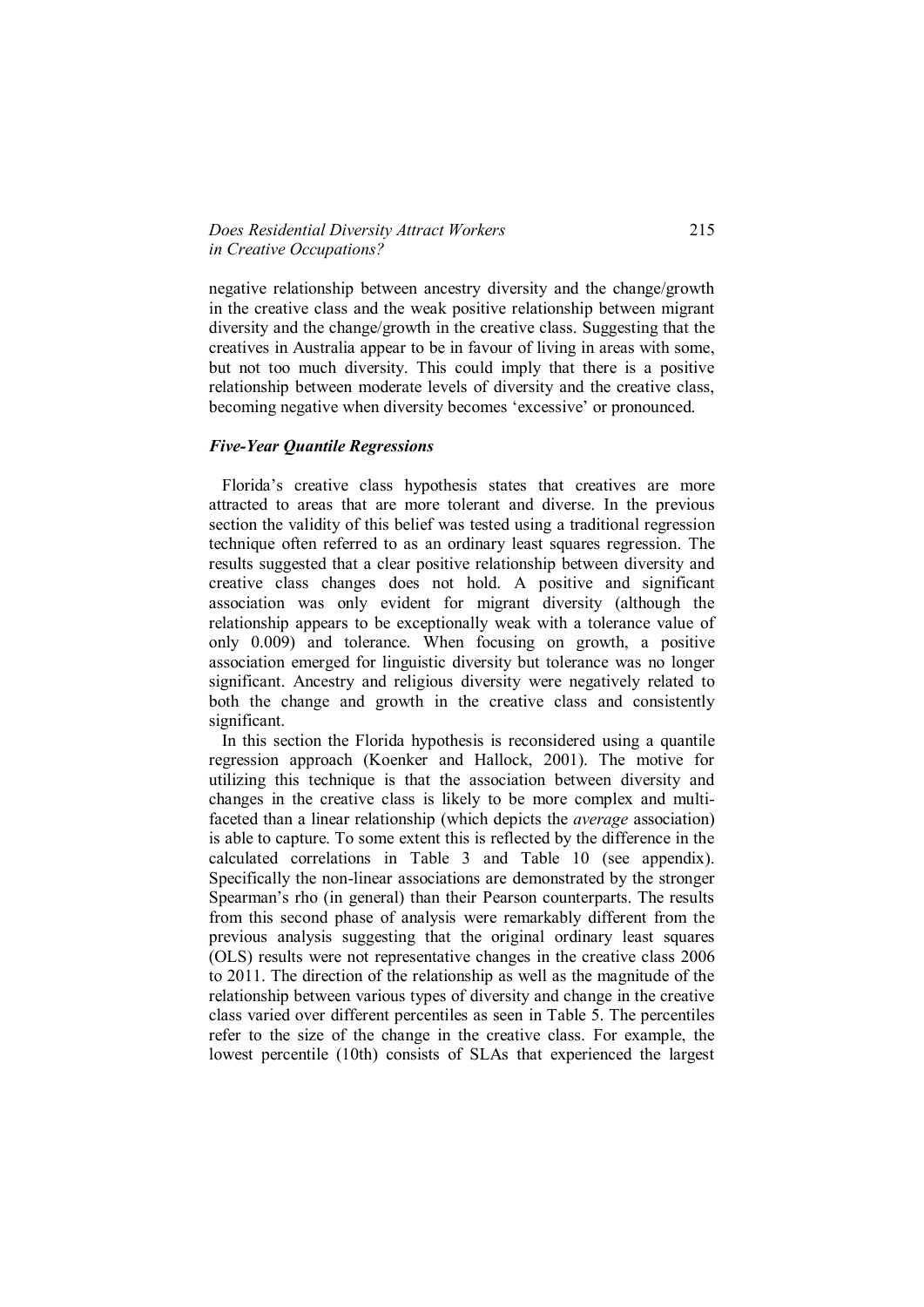negative relationship between ancestry diversity and the change/growth in the creative class and the weak positive relationship between migrant diversity and the change/growth in the creative class. Suggesting that the creatives in Australia appear to be in favour of living in areas with some, but not too much diversity. This could imply that there is a positive relationship between moderate levels of diversity and the creative class, becoming negative when diversity becomes 'excessive' or pronounced.

### *Five-Year Quantile Regressions*

Florida's creative class hypothesis states that creatives are more attracted to areas that are more tolerant and diverse. In the previous section the validity of this belief was tested using a traditional regression technique often referred to as an ordinary least squares regression. The results suggested that a clear positive relationship between diversity and creative class changes does not hold. A positive and significant association was only evident for migrant diversity (although the relationship appears to be exceptionally weak with a tolerance value of only 0.009) and tolerance. When focusing on growth, a positive association emerged for linguistic diversity but tolerance was no longer significant. Ancestry and religious diversity were negatively related to both the change and growth in the creative class and consistently significant.

In this section the Florida hypothesis is reconsidered using a quantile regression approach (Koenker and Hallock, 2001). The motive for utilizing this technique is that the association between diversity and changes in the creative class is likely to be more complex and multi-faceted than a linear relationship (which depicts the *average* association) is able to capture. To some extent this is reflected by the difference in the calculated correlations in Table 3 and Table 10 (see appendix). Specifically the non-linear associations are demonstrated by the stronger Spearman's rho (in general) than their Pearson counterparts. The results from this second phase of analysis were remarkably different from the previous analysis suggesting that the original ordinary least squares (OLS) results were not representative changes in the creative class 2006 to 2011. The direction of the relationship as well as the magnitude of the relationship between various types of diversity and change in the creative class varied over different percentiles as seen in Table 5. The percentiles refer to the size of the change in the creative class. For example, the lowest percentile (10th) consists of SLAs that experienced the largest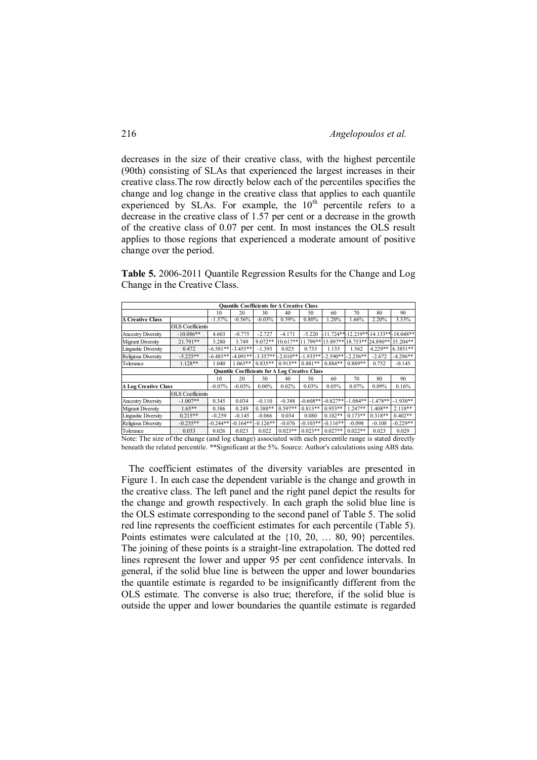decreases in the size of their creative class, with the highest percentile (90th) consisting of SLAs that experienced the largest increases in their creative class.The row directly below each of the percentiles specifies the change and log change in the creative class that applies to each quantile experienced by SLAs. For example, the $10^{th}$ percentile refers to a decrease in the creative class of 1.57 per cent or a decrease in the growth of the creative class of 0.07 per cent. In most instances the OLS result applies to those regions that experienced a moderate amount of positive change over the period.

**Table 5.** 2006-2011 Quantile Regression Results for the Change and Log Change in the Creative Class.

| | | **Quantile Coefficients for Δ Creative Class** | | | | | | | | |
|---|---|---|---|---|---|---|---|---|---|---|
| | | 10 | 20 | 30 | 40 | 50 | 60 | 70 | 80 | 90 |
| **Δ Creative Class** | | -1.57% | -0.56% | -0.03% | 0.39% | 0.80% | 1.20% | 1.66% | 2.20% | 3.33% |
| | OLS Coefficients | | | | | | | | | |
| Ancestry Diversity | -10.086** | 4.603 | -0.775 | -2.727 | -4.171 | -5.220 | -11.724** | -12.219** | -14.133** | -18.048** |
| Migrant Diversity | 21.791** | 3.280 | 3.749 | 9.072** | 10.617** | 11.799** | 15.897** | 18.753** | 24.890** | 35.204** |
| Lingusitic Diversity | 0.472 | -6.581** | -3.455** | -1.393 | 0.025 | 0.733 | 1.135 | 1.562 | 4.229** | 6.3851** |
| Religious Diversity | -5.225** | -6.485** | -4.091** | -3.357** | -2.010** | -1.935** | -2.590** | -2.256** | -2.672 | -4.296** |
| Tolerance | 1.128** | 1.040 | 1.065** | 0.835** | 0.913** | 0.881** | 0.884** | 0.889** | 0.752 | -0.145 |
| | | **Quantile Coefficients for Δ Log Creative Class** | | | | | | | | |
| | | 10 | 20 | 30 | 40 | 50 | 60 | 70 | 80 | 90 |
| **Δ Log Creative Class** | | -0.07% | -0.03% | 0.00% | 0.02% | 0.03% | 0.05% | 0.07% | 0.09% | 0.16% |
| | OLS Coefficients | | | | | | | | | |
| Ancestry Diversity | -1.007** | 0.345 | 0.034 | -0.110 | -0.388 | -0.608** | -0.827** | -1.084** | -1.478** | -1.930** |
| Migrant Diversity | 1.65** | 0.386 | 0.249 | 0.388** | 0.597** | 0.813** | 0.953** | 1.247** | 1.408** | 2.118** |
| Lingusitic Diversity | 0.215** | -0.259 | -0.145 | -0.066 | 0.034 | 0.080 | 0.102** | 0.173** | 0.318** | 0.402** |
| Religious Diversity | -0.255** | -0.244** | -0.164** | -0.126** | -0.076 | -0.103** | -0.116** | -0.098 | -0.108 | -0.229** |
| Tolerance | 0.033 | 0.026 | 0.023 | 0.022 | 0.023** | 0.023** | 0.027** | 0.022** | 0.023 | 0.029 |

Note: The size of the change (and log change) associated with each percentile range is stated directly beneath the related percentile. **Significant at the 5%. Source: Author's calculations using ABS data.

The coefficient estimates of the diversity variables are presented in Figure 1. In each case the dependent variable is the change and growth in the creative class. The left panel and the right panel depict the results for the change and growth respectively. In each graph the solid blue line is the OLS estimate corresponding to the second panel of Table 5. The solid red line represents the coefficient estimates for each percentile (Table 5). Points estimates were calculated at the {10, 20, … 80, 90} percentiles. The joining of these points is a straight-line extrapolation. The dotted red lines represent the lower and upper 95 per cent confidence intervals. In general, if the solid blue line is between the upper and lower boundaries the quantile estimate is regarded to be insignificantly different from the OLS estimate. The converse is also true; therefore, if the solid blue is outside the upper and lower boundaries the quantile estimate is regarded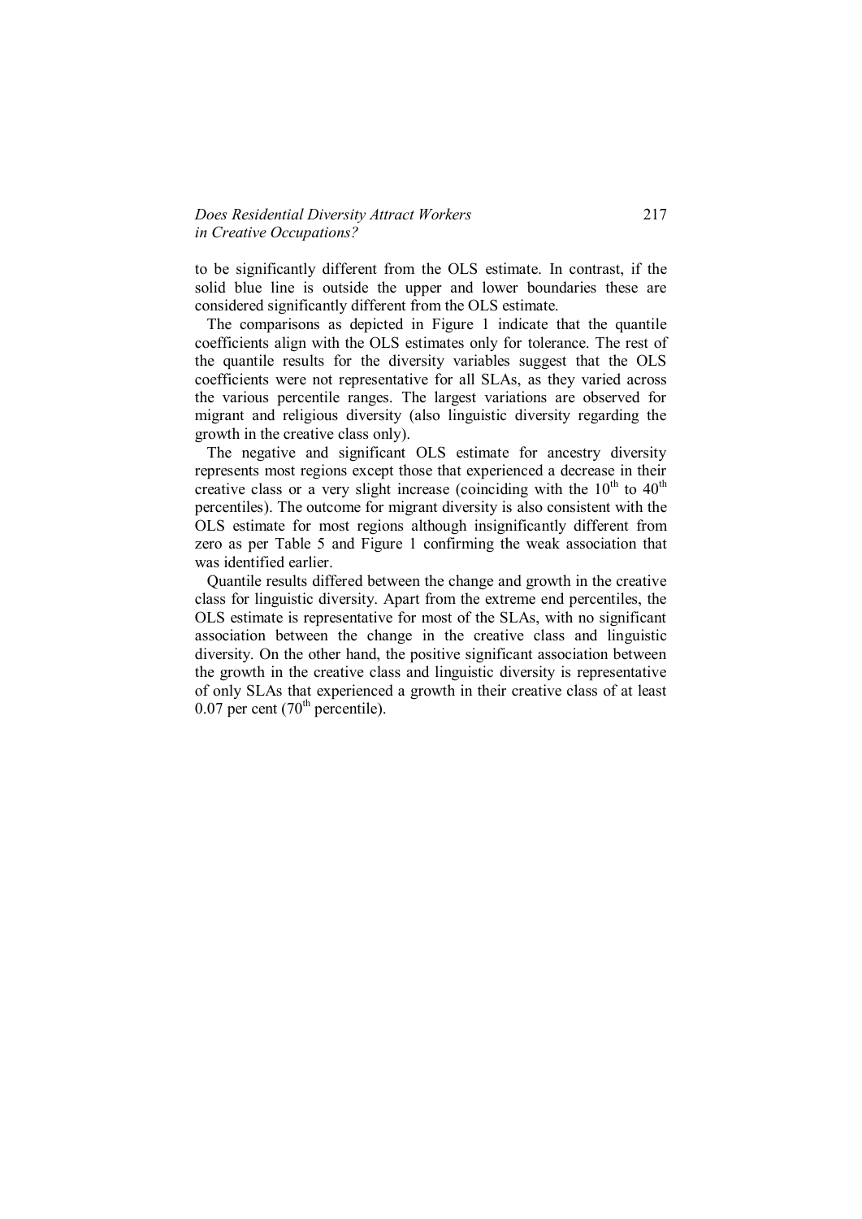to be significantly different from the OLS estimate. In contrast, if the solid blue line is outside the upper and lower boundaries these are considered significantly different from the OLS estimate.

The comparisons as depicted in Figure 1 indicate that the quantile coefficients align with the OLS estimates only for tolerance. The rest of the quantile results for the diversity variables suggest that the OLS coefficients were not representative for all SLAs, as they varied across the various percentile ranges. The largest variations are observed for migrant and religious diversity (also linguistic diversity regarding the growth in the creative class only).

The negative and significant OLS estimate for ancestry diversity represents most regions except those that experienced a decrease in their creative class or a very slight increase (coinciding with the 10th to 40th percentiles). The outcome for migrant diversity is also consistent with the OLS estimate for most regions although insignificantly different from zero as per Table 5 and Figure 1 confirming the weak association that was identified earlier.

Quantile results differed between the change and growth in the creative class for linguistic diversity. Apart from the extreme end percentiles, the OLS estimate is representative for most of the SLAs, with no significant association between the change in the creative class and linguistic diversity. On the other hand, the positive significant association between the growth in the creative class and linguistic diversity is representative of only SLAs that experienced a growth in their creative class of at least 0.07 per cent (70th percentile).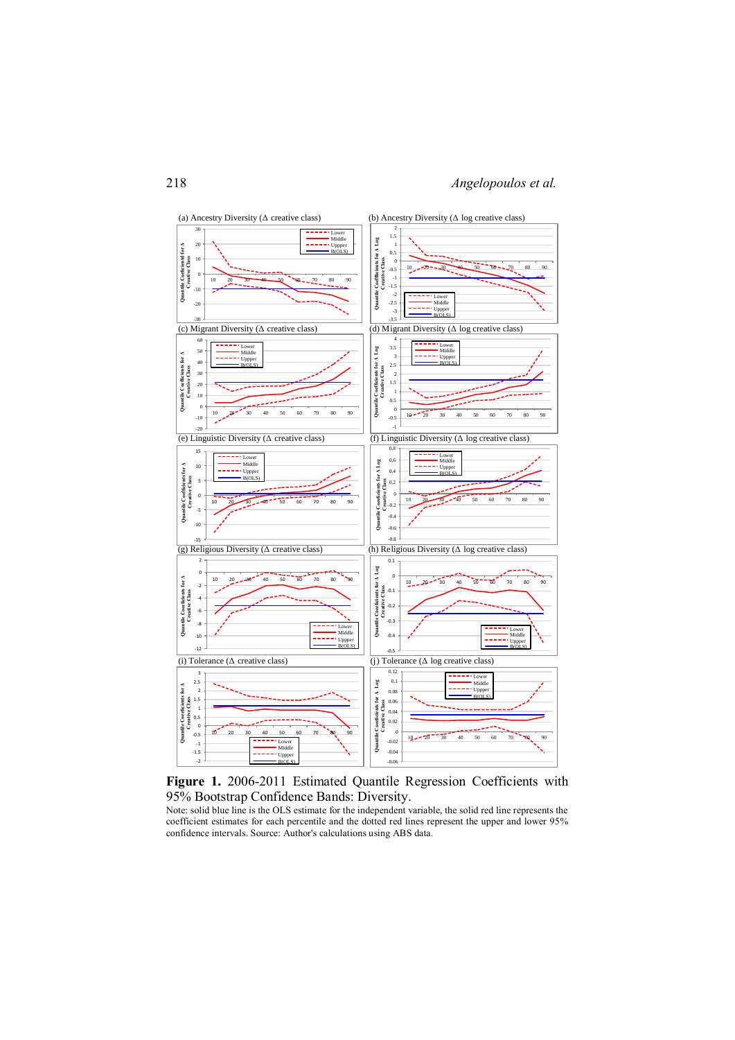(a) Ancestry Diversity (Δ creative class)

(b) Ancestry Diversity (Δ log creative class)

(c) Migrant Diversity (Δ creative class)

(d) Migrant Diversity (Δ log creative class)

(e) Linguistic Diversity (Δ creative class)

(f) Linguistic Diversity (Δ log creative class)

(g) Religious Diversity (Δ creative class)

(h) Religious Diversity (Δ log creative class)

(i) Tolerance (Δ creative class)

(j) Tolerance (Δ log creative class)

**Figure 1.** 2006-2011 Estimated Quantile Regression Coefficients with 95% Bootstrap Confidence Bands: Diversity.

Note: solid blue line is the OLS estimate for the independent variable, the solid red line represents the coefficient estimates for each percentile and the dotted red lines represent the upper and lower 95% confidence intervals. Source: Author's calculations using ABS data.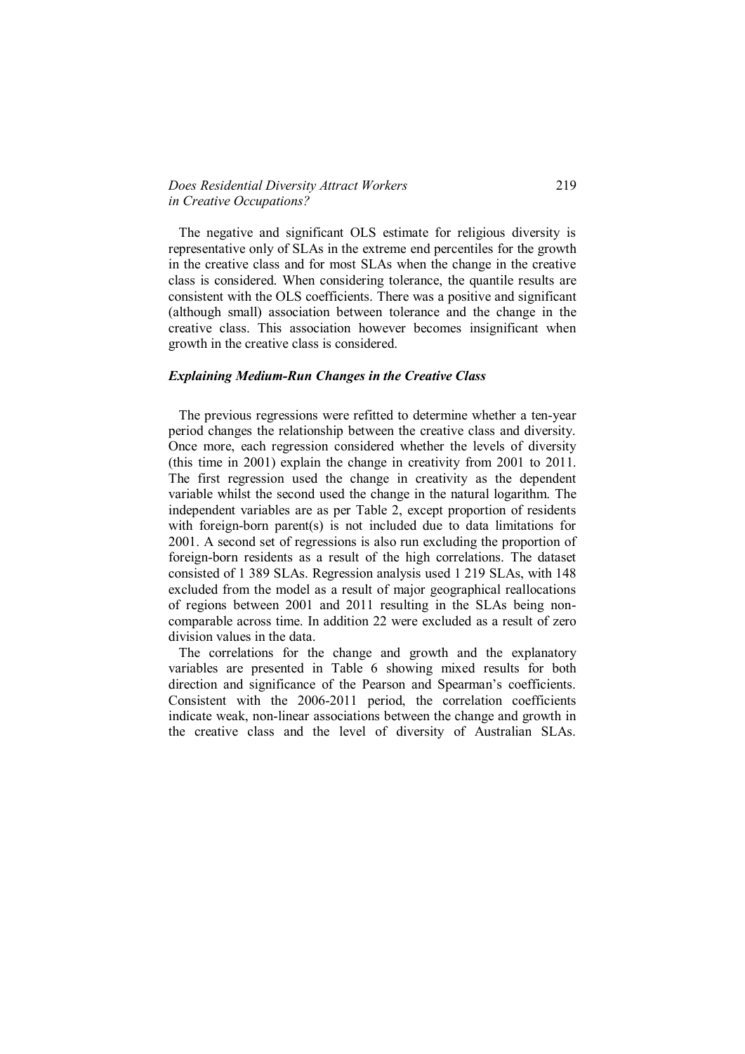The negative and significant OLS estimate for religious diversity is representative only of SLAs in the extreme end percentiles for the growth in the creative class and for most SLAs when the change in the creative class is considered. When considering tolerance, the quantile results are consistent with the OLS coefficients. There was a positive and significant (although small) association between tolerance and the change in the creative class. This association however becomes insignificant when growth in the creative class is considered.

### *Explaining Medium-Run Changes in the Creative Class*

The previous regressions were refitted to determine whether a ten-year period changes the relationship between the creative class and diversity. Once more, each regression considered whether the levels of diversity (this time in 2001) explain the change in creativity from 2001 to 2011. The first regression used the change in creativity as the dependent variable whilst the second used the change in the natural logarithm. The independent variables are as per Table 2, except proportion of residents with foreign-born parent(s) is not included due to data limitations for 2001. A second set of regressions is also run excluding the proportion of foreign-born residents as a result of the high correlations. The dataset consisted of 1 389 SLAs. Regression analysis used 1 219 SLAs, with 148 excluded from the model as a result of major geographical reallocations of regions between 2001 and 2011 resulting in the SLAs being non-comparable across time. In addition 22 were excluded as a result of zero division values in the data.

The correlations for the change and growth and the explanatory variables are presented in Table 6 showing mixed results for both direction and significance of the Pearson and Spearman's coefficients. Consistent with the 2006-2011 period, the correlation coefficients indicate weak, non-linear associations between the change and growth in the creative class and the level of diversity of Australian SLAs.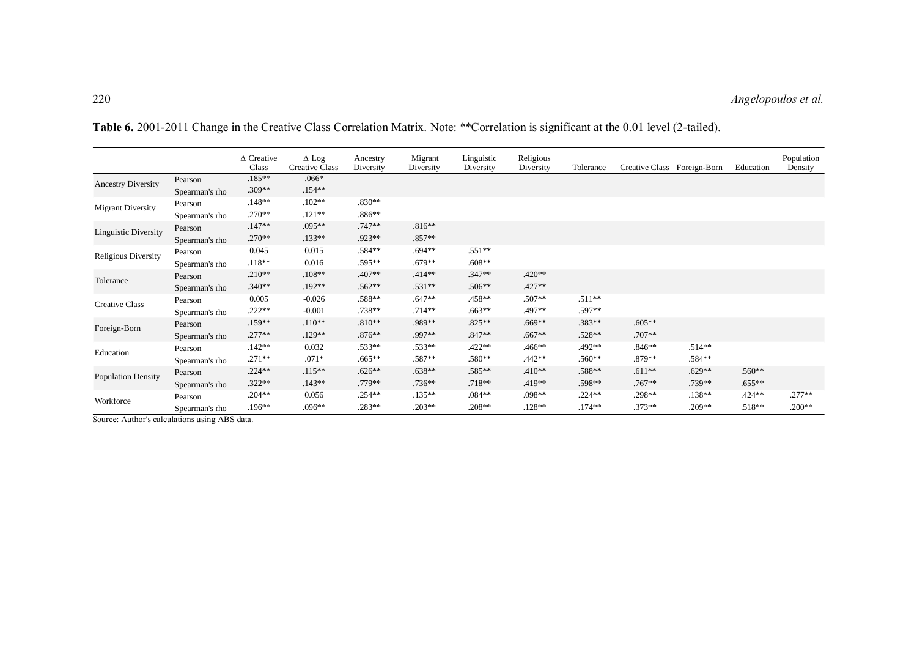**Table 6.** 2001-2011 Change in the Creative Class Correlation Matrix. Note: **Correlation is significant at the 0.01 level (2-tailed).

| | | Δ Creative Class | Δ Log Creative Class | Ancestry Diversity | Migrant Diversity | Linguistic Diversity | Religious Diversity | Tolerance | Creative Class | Foreign-Born | Education | Population Density |
|---|---|---|---|---|---|---|---|---|---|---|---|---|
| Ancestry Diversity | Pearson | .185** | .066* | | | | | | | | | |
| | Spearman's rho | .309** | .154** | | | | | | | | | |
| Migrant Diversity | Pearson | .148** | .102** | .830** | | | | | | | | |
| | Spearman's rho | .270** | .121** | .886** | | | | | | | | |
| Linguistic Diversity | Pearson | .147** | .095** | .747** | .816** | | | | | | | |
| | Spearman's rho | .270** | .133** | .923** | .857** | | | | | | | |
| Religious Diversity | Pearson | 0.045 | 0.015 | .584** | .694** | .551** | | | | | | |
| | Spearman's rho | .118** | 0.016 | .595** | .679** | .608** | | | | | | |
| Tolerance | Pearson | .210** | .108** | .407** | .414** | .347** | .420** | | | | | |
| | Spearman's rho | .340** | .192** | .562** | .531** | .506** | .427** | | | | | |
| Creative Class | Pearson | 0.005 | -0.026 | .588** | .647** | .458** | .507** | .511** | | | | |
| | Spearman's rho | .222** | -0.001 | .738** | .714** | .663** | .497** | .597** | | | | |
| Foreign-Born | Pearson | .159** | .110** | .810** | .989** | .825** | .669** | .383** | .605** | | | |
| | Spearman's rho | .277** | .129** | .876** | .997** | .847** | .667** | .528** | .707** | | | |
| Education | Pearson | .142** | 0.032 | .533** | .533** | .422** | .466** | .492** | .846** | .514** | | |
| | Spearman's rho | .271** | .071* | .665** | .587** | .580** | .442** | .560** | .879** | .584** | | |
| Population Density | Pearson | .224** | .115** | .626** | .638** | .585** | .410** | .588** | .611** | .629** | .560** | |
| | Spearman's rho | .322** | .143** | .779** | .736** | .718** | .419** | .598** | .767** | .739** | .655** | |
| Workforce | Pearson | .204** | 0.056 | .254** | .135** | .084** | .098** | .224** | .298** | .138** | .424** | .277** |
| | Spearman's rho | .196** | .096** | .283** | .203** | .208** | .128** | .174** | .373** | .209** | .518** | .200** |

Source: Author's calculations using ABS data.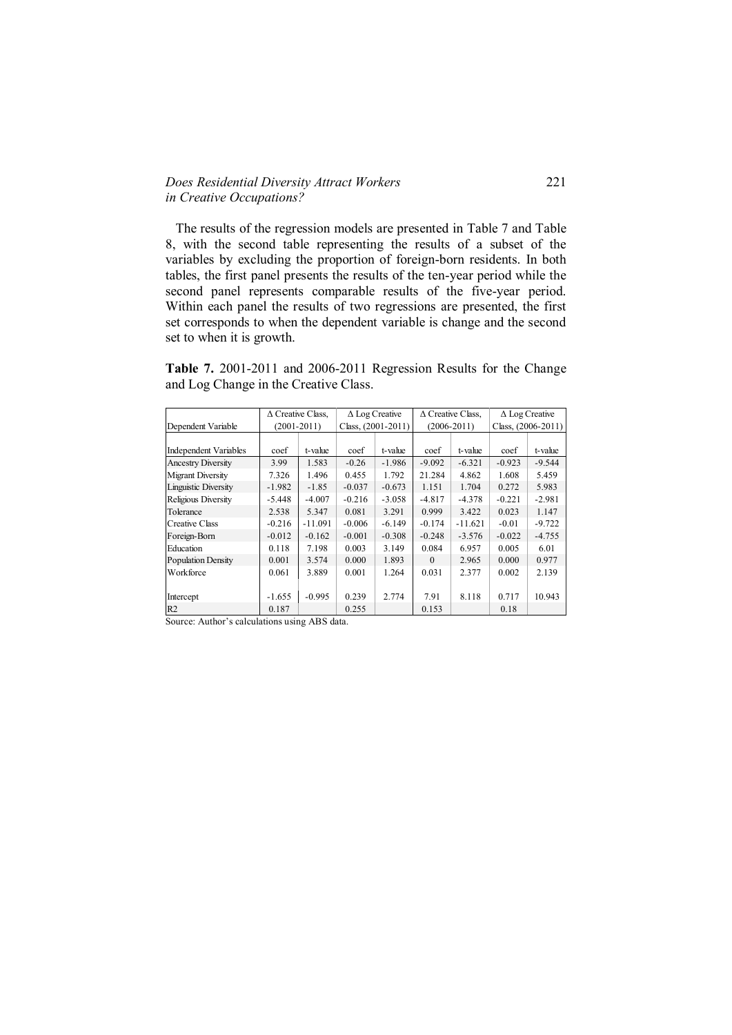The results of the regression models are presented in Table 7 and Table 8, with the second table representing the results of a subset of the variables by excluding the proportion of foreign-born residents. In both tables, the first panel presents the results of the ten-year period while the second panel represents comparable results of the five-year period. Within each panel the results of two regressions are presented, the first set corresponds to when the dependent variable is change and the second set to when it is growth.

**Table 7.** 2001-2011 and 2006-2011 Regression Results for the Change and Log Change in the Creative Class.

| Dependent Variable | Δ Creative Class, (2001-2011) | | Δ Log Creative Class, (2001-2011) | | Δ Creative Class, (2006-2011) | | Δ Log Creative Class, (2006-2011) | |
|---|---|---|---|---|---|---|---|---|
| Independent Variables | coef | t-value | coef | t-value | coef | t-value | coef | t-value |
| Ancestry Diversity | 3.99 | 1.583 | -0.26 | -1.986 | -9.092 | -6.321 | -0.923 | -9.544 |
| Migrant Diversity | 7.326 | 1.496 | 0.455 | 1.792 | 21.284 | 4.862 | 1.608 | 5.459 |
| Linguistic Diversity | -1.982 | -1.85 | -0.037 | -0.673 | 1.151 | 1.704 | 0.272 | 5.983 |
| Religious Diversity | -5.448 | -4.007 | -0.216 | -3.058 | -4.817 | -4.378 | -0.221 | -2.981 |
| Tolerance | 2.538 | 5.347 | 0.081 | 3.291 | 0.999 | 3.422 | 0.023 | 1.147 |
| Creative Class | -0.216 | -11.091 | -0.006 | -6.149 | -0.174 | -11.621 | -0.01 | -9.722 |
| Foreign-Born | -0.012 | -0.162 | -0.001 | -0.308 | -0.248 | -3.576 | -0.022 | -4.755 |
| Education | 0.118 | 7.198 | 0.003 | 3.149 | 0.084 | 6.957 | 0.005 | 6.01 |
| Population Density | 0.001 | 3.574 | 0.000 | 1.893 | 0 | 2.965 | 0.000 | 0.977 |
| Workforce | 0.061 | 3.889 | 0.001 | 1.264 | 0.031 | 2.377 | 0.002 | 2.139 |
| Intercept | -1.655 | -0.995 | 0.239 | 2.774 | 7.91 | 8.118 | 0.717 | 10.943 |
| R2 | 0.187 | | 0.255 | | 0.153 | | 0.18 | |

Source: Author's calculations using ABS data.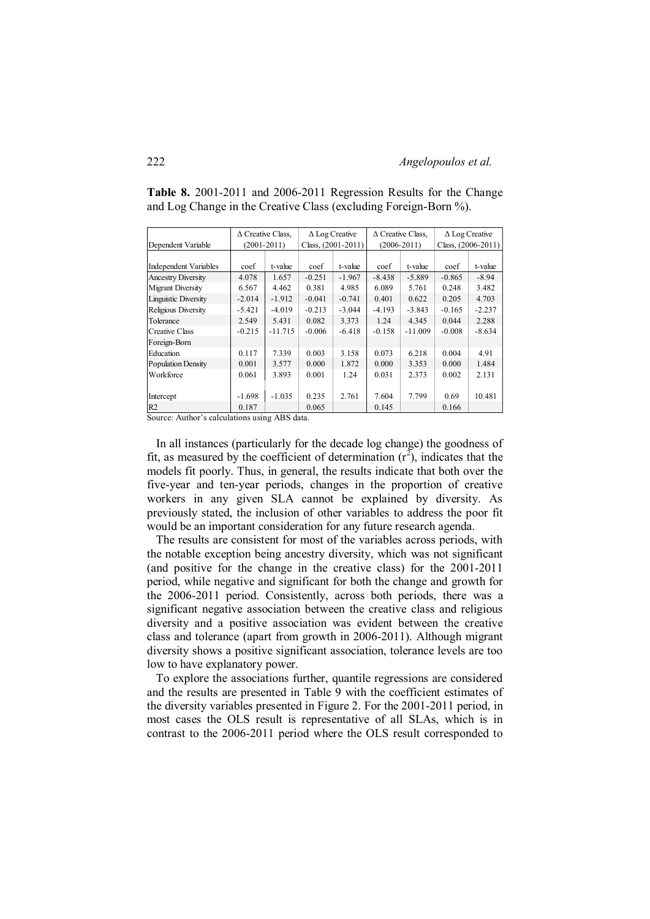**Table 8.** 2001-2011 and 2006-2011 Regression Results for the Change and Log Change in the Creative Class (excluding Foreign-Born %).

| Dependent Variable | Δ Creative Class, (2001-2011) | | Δ Log Creative Class, (2001-2011) | | Δ Creative Class, (2006-2011) | | Δ Log Creative Class, (2006-2011) | |
|---|---|---|---|---|---|---|---|---|
| Independent Variables | coef | t-value | coef | t-value | coef | t-value | coef | t-value |
| Ancestry Diversity | 4.078 | 1.657 | -0.251 | -1.967 | -8.438 | -5.889 | -0.865 | -8.94 |
| Migrant Diversity | 6.567 | 4.462 | 0.381 | 4.985 | 6.089 | 5.761 | 0.248 | 3.482 |
| Linguistic Diversity | -2.014 | -1.912 | -0.041 | -0.741 | 0.401 | 0.622 | 0.205 | 4.703 |
| Religious Diversity | -5.421 | -4.019 | -0.213 | -3.044 | -4.193 | -3.843 | -0.165 | -2.237 |
| Tolerance | 2.549 | 5.431 | 0.082 | 3.373 | 1.24 | 4.345 | 0.044 | 2.288 |
| Creative Class | -0.215 | -11.715 | -0.006 | -6.418 | -0.158 | -11.009 | -0.008 | -8.634 |
| Foreign-Born | | | | | | | | |
| Education | 0.117 | 7.339 | 0.003 | 3.158 | 0.073 | 6.218 | 0.004 | 4.91 |
| Population Density | 0.001 | 3.577 | 0.000 | 1.872 | 0.000 | 3.353 | 0.000 | 1.484 |
| Workforce | 0.061 | 3.893 | 0.001 | 1.24 | 0.031 | 2.373 | 0.002 | 2.131 |
| Intercept | -1.698 | -1.035 | 0.235 | 2.761 | 7.604 | 7.799 | 0.69 | 10.481 |
| R2 | 0.187 | | 0.065 | | 0.145 | | 0.166 | |

Source: Author's calculations using ABS data.

In all instances (particularly for the decade log change) the goodness of fit, as measured by the coefficient of determination ($r^2$), indicates that the models fit poorly. Thus, in general, the results indicate that both over the five-year and ten-year periods, changes in the proportion of creative workers in any given SLA cannot be explained by diversity. As previously stated, the inclusion of other variables to address the poor fit would be an important consideration for any future research agenda.

The results are consistent for most of the variables across periods, with the notable exception being ancestry diversity, which was not significant (and positive for the change in the creative class) for the 2001-2011 period, while negative and significant for both the change and growth for the 2006-2011 period. Consistently, across both periods, there was a significant negative association between the creative class and religious diversity and a positive association was evident between the creative class and tolerance (apart from growth in 2006-2011). Although migrant diversity shows a positive significant association, tolerance levels are too low to have explanatory power.

To explore the associations further, quantile regressions are considered and the results are presented in Table 9 with the coefficient estimates of the diversity variables presented in Figure 2. For the 2001-2011 period, in most cases the OLS result is representative of all SLAs, which is in contrast to the 2006-2011 period where the OLS result corresponded to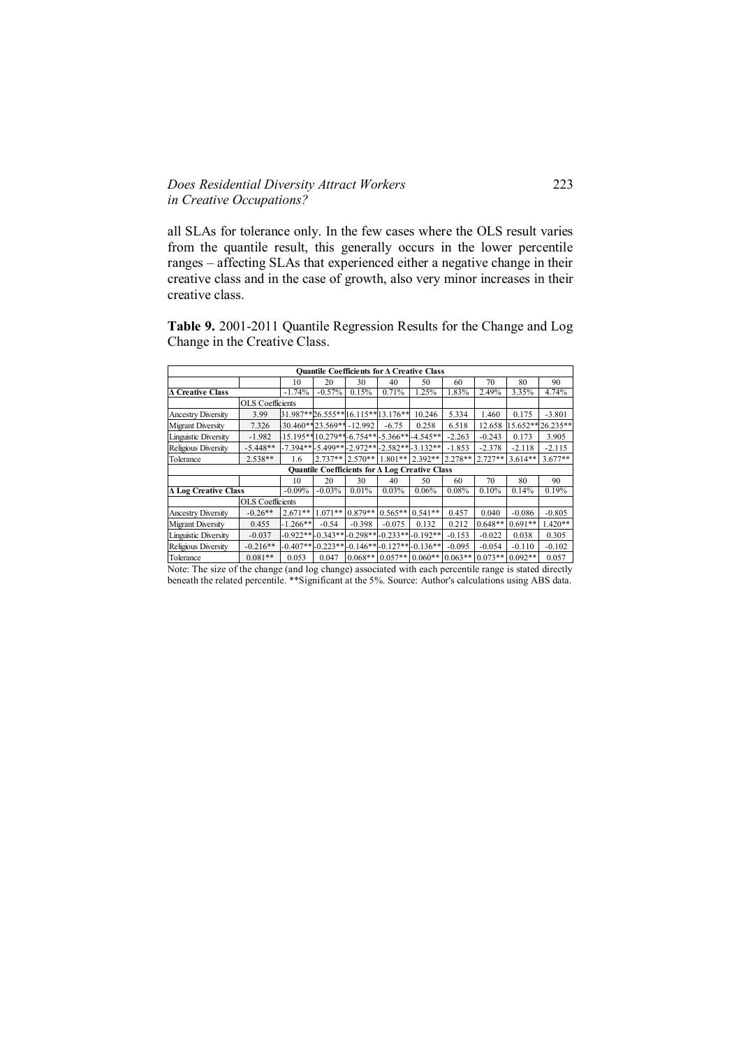all SLAs for tolerance only. In the few cases where the OLS result varies from the quantile result, this generally occurs in the lower percentile ranges – affecting SLAs that experienced either a negative change in their creative class and in the case of growth, also very minor increases in their creative class.

**Table 9.** 2001-2011 Quantile Regression Results for the Change and Log Change in the Creative Class.

| **Quantile Coefficients for Δ Creative Class** | | | | | | | | | | |
|---|---|---|---|---|---|---|---|---|---|---|
| | | 10 | 20 | 30 | 40 | 50 | 60 | 70 | 80 | 90 |
| **Δ Creative Class** | | -1.74% | -0.57% | 0.15% | 0.71% | 1.25% | 1.83% | 2.49% | 3.35% | 4.74% |
| | OLS Coefficients | | | | | | | | | |
| Ancestry Diversity | 3.99 | 31.987** | 26.555** | 16.115** | 13.176** | 10.246 | 5.334 | 1.460 | 0.175 | -3.801 |
| Migrant Diversity | 7.326 | -30.460** | -23.569** | -12.992 | -6.75 | 0.258 | 6.518 | 12.658 | 15.652** | 26.235** |
| Linguistic Diversity | -1.982 | -15.195** | -10.279** | -6.754** | -5.366** | -4.545** | -2.263 | -0.243 | 0.173 | 3.905 |
| Religious Diversity | -5.448** | -7.394** | -5.499** | -2.972** | -2.582** | -3.132** | -1.853 | -2.378 | -2.118 | -2.115 |
| Tolerance | 2.538** | 1.6 | 2.737** | 2.570** | 1.801** | 2.392** | 2.278** | 2.727** | 3.614** | 3.677** |
| **Quantile Coefficients for Δ Log Creative Class** | | | | | | | | | | |
| | | 10 | 20 | 30 | 40 | 50 | 60 | 70 | 80 | 90 |
| **Δ Log Creative Class** | | -0.09% | -0.03% | 0.01% | 0.03% | 0.06% | 0.08% | 0.10% | 0.14% | 0.19% |
| | OLS Coefficients | | | | | | | | | |
| Ancestry Diversity | -0.26** | 2.671** | 1.071** | 0.879** | 0.565** | 0.541** | 0.457 | 0.040 | -0.086 | -0.805 |
| Migrant Diversity | 0.455 | -1.266** | -0.54 | -0.398 | -0.075 | 0.132 | 0.212 | 0.648** | 0.691** | 1.420** |
| Linguistic Diversity | -0.037 | -0.922** | -0.343** | -0.298** | -0.233** | -0.192** | -0.153 | -0.022 | 0.038 | 0.305 |
| Religious Diversity | -0.216** | -0.407** | -0.223** | -0.146** | -0.127** | -0.136** | -0.095 | -0.054 | -0.110 | -0.102 |
| Tolerance | 0.081** | 0.053 | 0.047 | 0.068** | 0.057** | 0.060** | 0.063** | 0.073** | 0.092** | 0.057 |

Note: The size of the change (and log change) associated with each percentile range is stated directly beneath the related percentile. **Significant at the 5%. Source: Author's calculations using ABS data.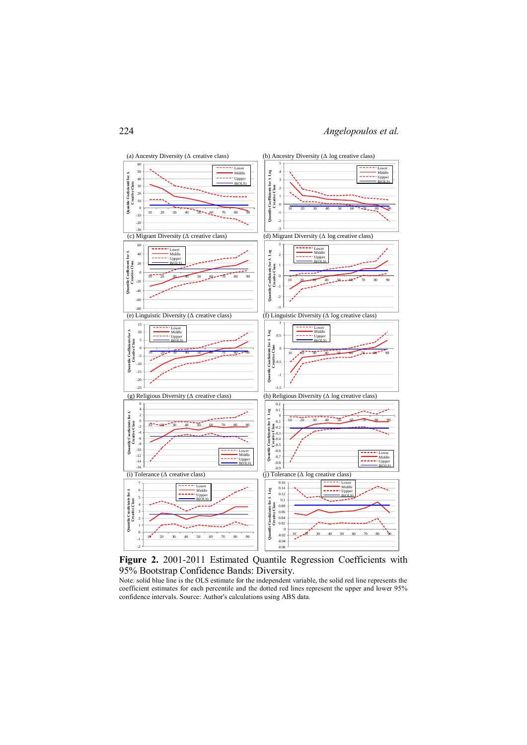(a) Ancestry Diversity (Δ creative class)

(b) Ancestry Diversity (Δ log creative class)

(c) Migrant Diversity (Δ creative class)

(d) Migrant Diversity (Δ log creative class)

(e) Linguistic Diversity (Δ creative class)

(f) Linguistic Diversity (Δ log creative class)

(g) Religious Diversity (Δ creative class)

(h) Religious Diversity (Δ log creative class)

(i) Tolerance (Δ creative class)

(j) Tolerance (Δ log creative class)

**Figure 2.** 2001-2011 Estimated Quantile Regression Coefficients with 95% Bootstrap Confidence Bands: Diversity.

Note: solid blue line is the OLS estimate for the independent variable, the solid red line represents the coefficient estimates for each percentile and the dotted red lines represent the upper and lower 95% confidence intervals. Source: Author's calculations using ABS data.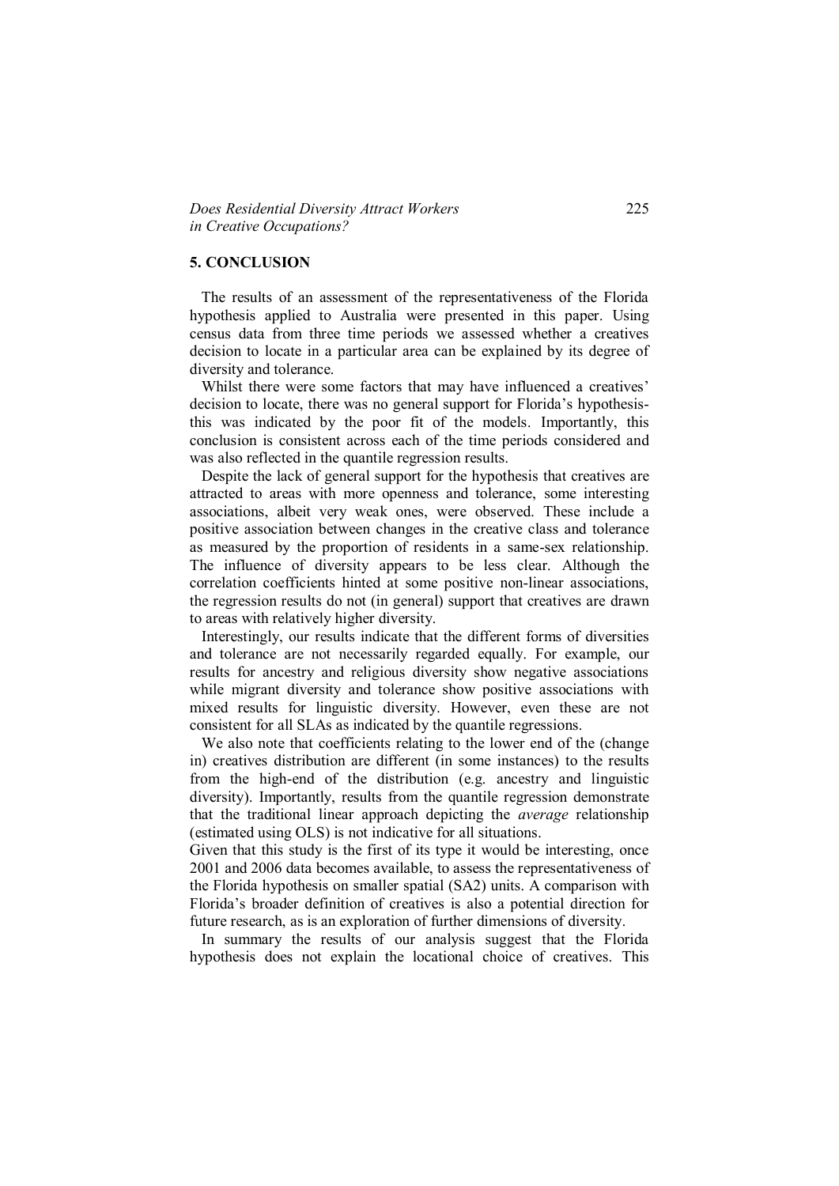## 5. CONCLUSION

The results of an assessment of the representativeness of the Florida hypothesis applied to Australia were presented in this paper. Using census data from three time periods we assessed whether a creatives decision to locate in a particular area can be explained by its degree of diversity and tolerance.

Whilst there were some factors that may have influenced a creatives' decision to locate, there was no general support for Florida's hypothesis- this was indicated by the poor fit of the models. Importantly, this conclusion is consistent across each of the time periods considered and was also reflected in the quantile regression results.

Despite the lack of general support for the hypothesis that creatives are attracted to areas with more openness and tolerance, some interesting associations, albeit very weak ones, were observed. These include a positive association between changes in the creative class and tolerance as measured by the proportion of residents in a same-sex relationship. The influence of diversity appears to be less clear. Although the correlation coefficients hinted at some positive non-linear associations, the regression results do not (in general) support that creatives are drawn to areas with relatively higher diversity.

Interestingly, our results indicate that the different forms of diversities and tolerance are not necessarily regarded equally. For example, our results for ancestry and religious diversity show negative associations while migrant diversity and tolerance show positive associations with mixed results for linguistic diversity. However, even these are not consistent for all SLAs as indicated by the quantile regressions.

We also note that coefficients relating to the lower end of the (change in) creatives distribution are different (in some instances) to the results from the high-end of the distribution (e.g. ancestry and linguistic diversity). Importantly, results from the quantile regression demonstrate that the traditional linear approach depicting the *average* relationship (estimated using OLS) is not indicative for all situations.

Given that this study is the first of its type it would be interesting, once 2001 and 2006 data becomes available, to assess the representativeness of the Florida hypothesis on smaller spatial (SA2) units. A comparison with Florida's broader definition of creatives is also a potential direction for future research, as is an exploration of further dimensions of diversity.

In summary the results of our analysis suggest that the Florida hypothesis does not explain the locational choice of creatives. This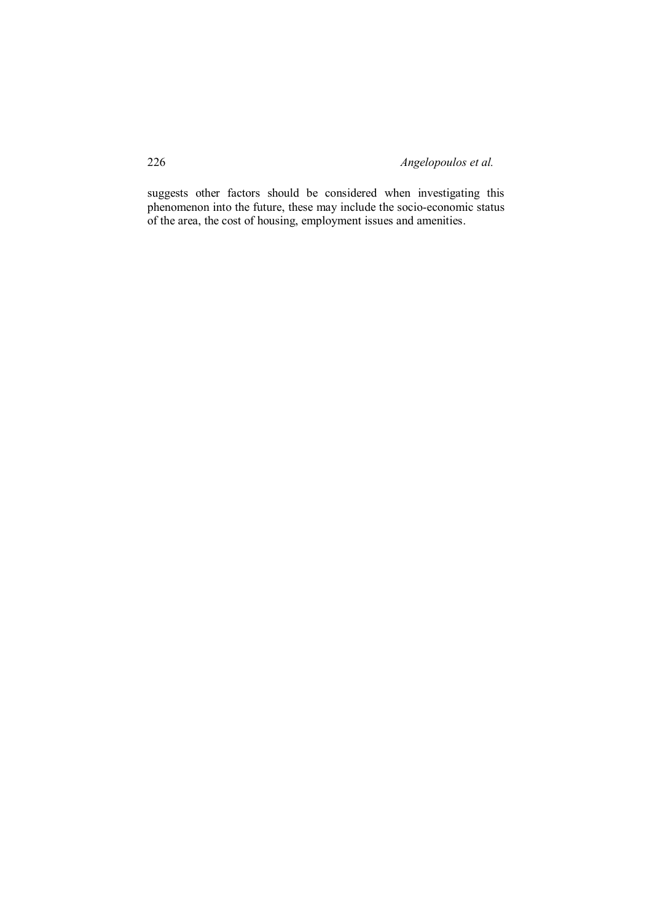suggests other factors should be considered when investigating this phenomenon into the future, these may include the socio-economic status of the area, the cost of housing, employment issues and amenities.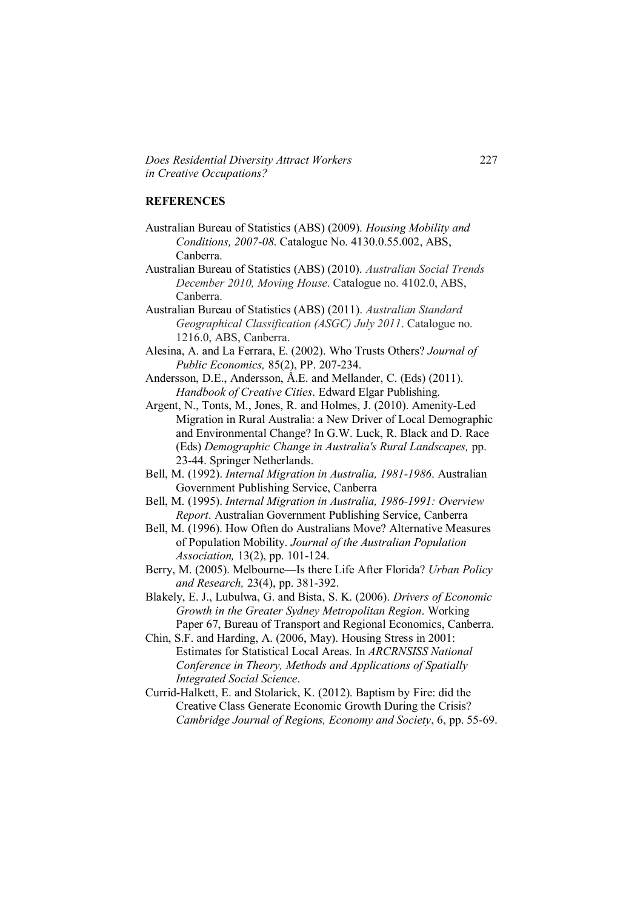## REFERENCES

Australian Bureau of Statistics (ABS) (2009). *Housing Mobility and Conditions, 2007-08*. Catalogue No. 4130.0.55.002, ABS, Canberra.

Australian Bureau of Statistics (ABS) (2010). *Australian Social Trends December 2010, Moving House*. Catalogue no. 4102.0, ABS, Canberra.

Australian Bureau of Statistics (ABS) (2011). *Australian Standard Geographical Classification (ASGC) July 2011*. Catalogue no. 1216.0, ABS, Canberra.

Alesina, A. and La Ferrara, E. (2002). Who Trusts Others? *Journal of Public Economics,* 85(2), PP. 207-234.

Andersson, D.E., Andersson, Å.E. and Mellander, C. (Eds) (2011). *Handbook of Creative Cities*. Edward Elgar Publishing.

Argent, N., Tonts, M., Jones, R. and Holmes, J. (2010). Amenity-Led Migration in Rural Australia: a New Driver of Local Demographic and Environmental Change? In G.W. Luck, R. Black and D. Race (Eds) *Demographic Change in Australia's Rural Landscapes,* pp. 23-44. Springer Netherlands.

Bell, M. (1992). *Internal Migration in Australia, 1981-1986*. Australian Government Publishing Service, Canberra

Bell, M. (1995). *Internal Migration in Australia, 1986-1991: Overview Report*. Australian Government Publishing Service, Canberra

Bell, M. (1996). How Often do Australians Move? Alternative Measures of Population Mobility. *Journal of the Australian Population Association,* 13(2), pp. 101-124.

Berry, M. (2005). Melbourne—Is there Life After Florida? *Urban Policy and Research,* 23(4), pp. 381-392.

Blakely, E. J., Lubulwa, G. and Bista, S. K. (2006). *Drivers of Economic Growth in the Greater Sydney Metropolitan Region*. Working Paper 67, Bureau of Transport and Regional Economics, Canberra.

Chin, S.F. and Harding, A. (2006, May). Housing Stress in 2001: Estimates for Statistical Local Areas. In *ARCRNSISS National Conference in Theory, Methods and Applications of Spatially Integrated Social Science*.

Currid-Halkett, E. and Stolarick, K. (2012). Baptism by Fire: did the Creative Class Generate Economic Growth During the Crisis? *Cambridge Journal of Regions, Economy and Society*, 6, pp. 55-69.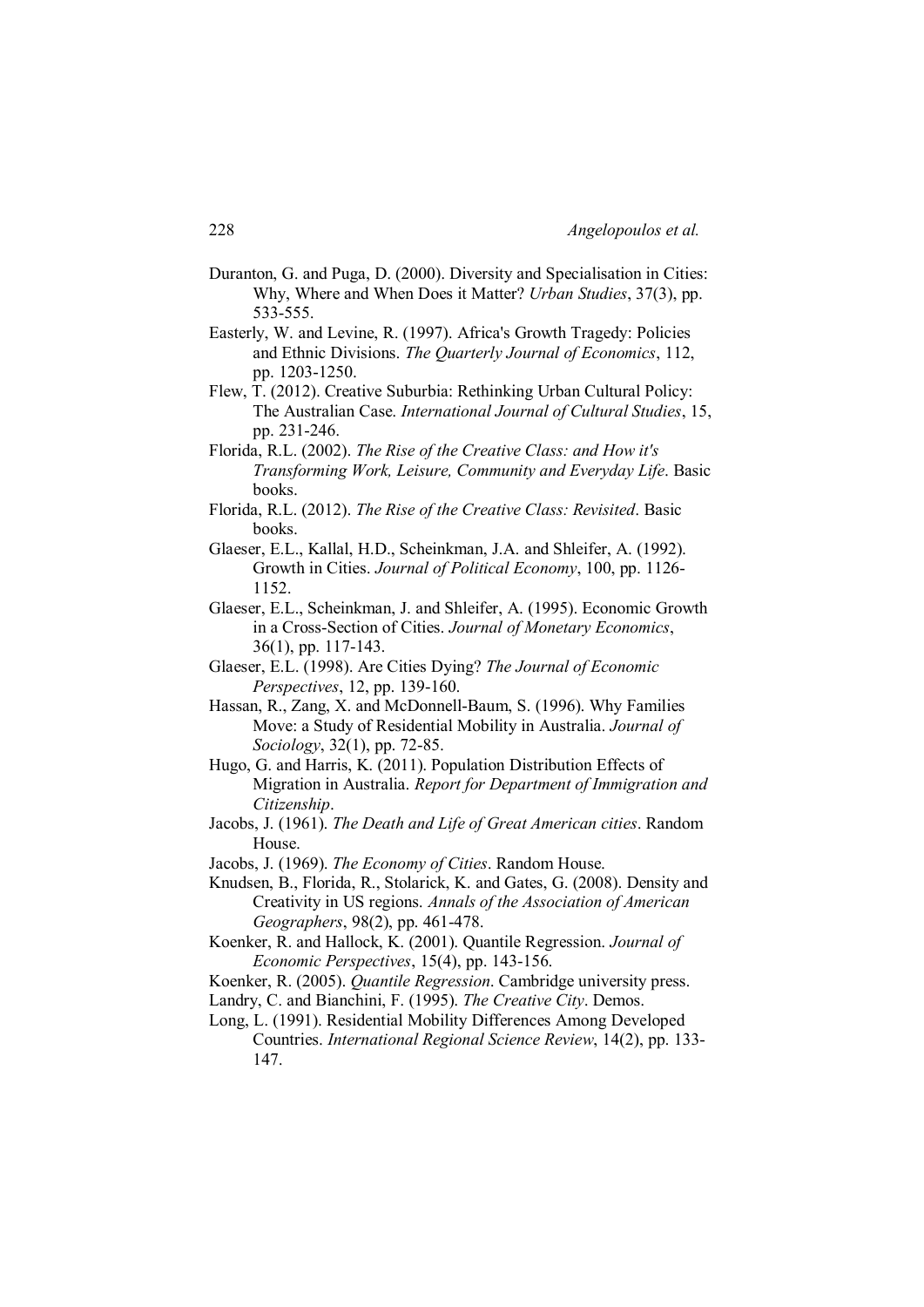Duranton, G. and Puga, D. (2000). Diversity and Specialisation in Cities: Why, Where and When Does it Matter? *Urban Studies*, 37(3), pp. 533-555.

Easterly, W. and Levine, R. (1997). Africa's Growth Tragedy: Policies and Ethnic Divisions. *The Quarterly Journal of Economics*, 112, pp. 1203-1250.

Flew, T. (2012). Creative Suburbia: Rethinking Urban Cultural Policy: The Australian Case. *International Journal of Cultural Studies*, 15, pp. 231-246.

Florida, R.L. (2002). *The Rise of the Creative Class: and How it's Transforming Work, Leisure, Community and Everyday Life*. Basic books.

Florida, R.L. (2012). *The Rise of the Creative Class: Revisited*. Basic books.

Glaeser, E.L., Kallal, H.D., Scheinkman, J.A. and Shleifer, A. (1992). Growth in Cities. *Journal of Political Economy*, 100, pp. 1126-1152.

Glaeser, E.L., Scheinkman, J. and Shleifer, A. (1995). Economic Growth in a Cross-Section of Cities. *Journal of Monetary Economics*, 36(1), pp. 117-143.

Glaeser, E.L. (1998). Are Cities Dying? *The Journal of Economic Perspectives*, 12, pp. 139-160.

Hassan, R., Zang, X. and McDonnell-Baum, S. (1996). Why Families Move: a Study of Residential Mobility in Australia. *Journal of Sociology*, 32(1), pp. 72-85.

Hugo, G. and Harris, K. (2011). Population Distribution Effects of Migration in Australia. *Report for Department of Immigration and Citizenship*.

Jacobs, J. (1961). *The Death and Life of Great American cities*. Random House.

Jacobs, J. (1969). *The Economy of Cities*. Random House.

Knudsen, B., Florida, R., Stolarick, K. and Gates, G. (2008). Density and Creativity in US regions. *Annals of the Association of American Geographers*, 98(2), pp. 461-478.

Koenker, R. and Hallock, K. (2001). Quantile Regression. *Journal of Economic Perspectives*, 15(4), pp. 143-156.

Koenker, R. (2005). *Quantile Regression*. Cambridge university press.

Landry, C. and Bianchini, F. (1995). *The Creative City*. Demos.

Long, L. (1991). Residential Mobility Differences Among Developed Countries. *International Regional Science Review*, 14(2), pp. 133-147.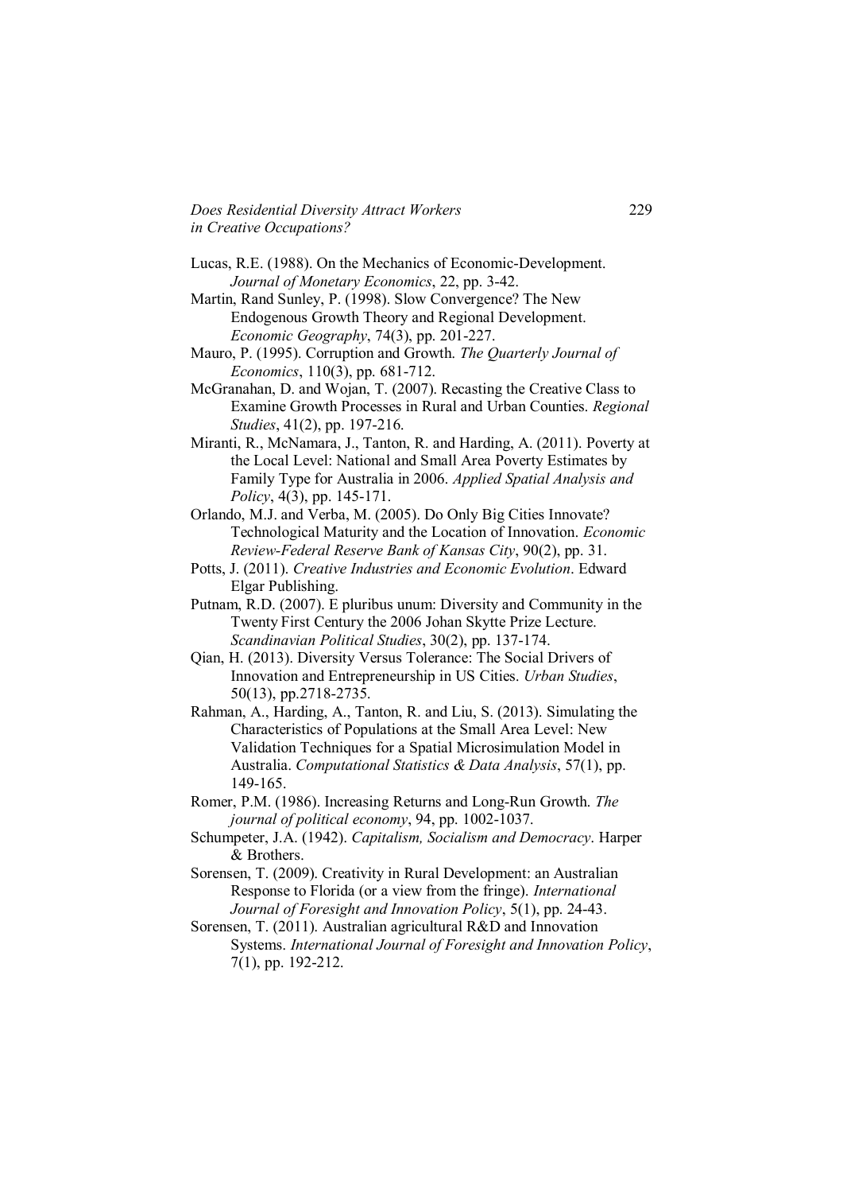Lucas, R.E. (1988). On the Mechanics of Economic-Development. *Journal of Monetary Economics*, 22, pp. 3-42.

Martin, Rand Sunley, P. (1998). Slow Convergence? The New Endogenous Growth Theory and Regional Development. *Economic Geography*, 74(3), pp. 201-227.

Mauro, P. (1995). Corruption and Growth. *The Quarterly Journal of Economics*, 110(3), pp. 681-712.

McGranahan, D. and Wojan, T. (2007). Recasting the Creative Class to Examine Growth Processes in Rural and Urban Counties. *Regional Studies*, 41(2), pp. 197-216.

Miranti, R., McNamara, J., Tanton, R. and Harding, A. (2011). Poverty at the Local Level: National and Small Area Poverty Estimates by Family Type for Australia in 2006. *Applied Spatial Analysis and Policy*, 4(3), pp. 145-171.

Orlando, M.J. and Verba, M. (2005). Do Only Big Cities Innovate? Technological Maturity and the Location of Innovation. *Economic Review-Federal Reserve Bank of Kansas City*, 90(2), pp. 31.

Potts, J. (2011). *Creative Industries and Economic Evolution*. Edward Elgar Publishing.

Putnam, R.D. (2007). E pluribus unum: Diversity and Community in the Twenty First Century the 2006 Johan Skytte Prize Lecture. *Scandinavian Political Studies*, 30(2), pp. 137-174.

Qian, H. (2013). Diversity Versus Tolerance: The Social Drivers of Innovation and Entrepreneurship in US Cities. *Urban Studies*, 50(13), pp.2718-2735.

Rahman, A., Harding, A., Tanton, R. and Liu, S. (2013). Simulating the Characteristics of Populations at the Small Area Level: New Validation Techniques for a Spatial Microsimulation Model in Australia. *Computational Statistics & Data Analysis*, 57(1), pp. 149-165.

Romer, P.M. (1986). Increasing Returns and Long-Run Growth. *The journal of political economy*, 94, pp. 1002-1037.

Schumpeter, J.A. (1942). *Capitalism, Socialism and Democracy*. Harper & Brothers.

Sorensen, T. (2009). Creativity in Rural Development: an Australian Response to Florida (or a view from the fringe). *International Journal of Foresight and Innovation Policy*, 5(1), pp. 24-43.

Sorensen, T. (2011). Australian agricultural R&D and Innovation Systems. *International Journal of Foresight and Innovation Policy*, 7(1), pp. 192-212.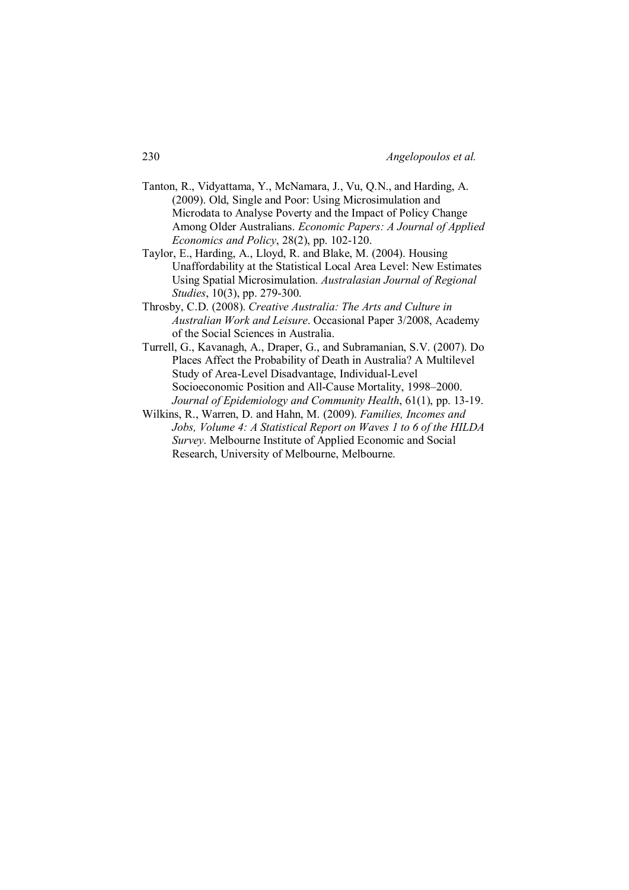Tanton, R., Vidyattama, Y., McNamara, J., Vu, Q.N., and Harding, A. (2009). Old, Single and Poor: Using Microsimulation and Microdata to Analyse Poverty and the Impact of Policy Change Among Older Australians. *Economic Papers: A Journal of Applied Economics and Policy*, 28(2), pp. 102-120.

Taylor, E., Harding, A., Lloyd, R. and Blake, M. (2004). Housing Unaffordability at the Statistical Local Area Level: New Estimates Using Spatial Microsimulation. *Australasian Journal of Regional Studies*, 10(3), pp. 279-300.

Throsby, C.D. (2008). *Creative Australia: The Arts and Culture in Australian Work and Leisure*. Occasional Paper 3/2008, Academy of the Social Sciences in Australia.

Turrell, G., Kavanagh, A., Draper, G., and Subramanian, S.V. (2007). Do Places Affect the Probability of Death in Australia? A Multilevel Study of Area-Level Disadvantage, Individual-Level Socioeconomic Position and All-Cause Mortality, 1998–2000. *Journal of Epidemiology and Community Health*, 61(1), pp. 13-19.

Wilkins, R., Warren, D. and Hahn, M. (2009). *Families, Incomes and Jobs, Volume 4: A Statistical Report on Waves 1 to 6 of the HILDA Survey*. Melbourne Institute of Applied Economic and Social Research, University of Melbourne, Melbourne.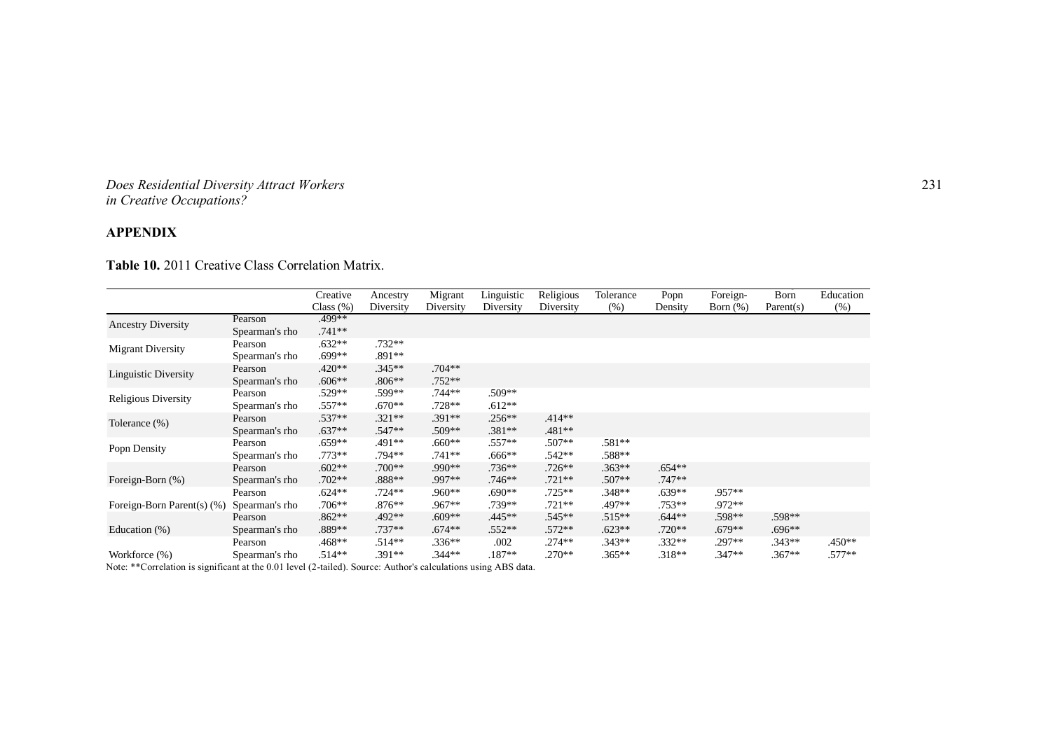## APPENDIX

**Table 10.** 2011 Creative Class Correlation Matrix.

| | | Creative Class (%) | Ancestry Diversity | Migrant Diversity | Linguistic Diversity | Religious Diversity | Tolerance (%) | Popn Density | Foreign-Born (%) | Born Parent(s) | Education (%) |
|---|---|---|---|---|---|---|---|---|---|---|---|
| Ancestry Diversity | Pearson | .499** | | | | | | | | | |
| | Spearman's rho | .741** | | | | | | | | | |
| Migrant Diversity | Pearson | .632** | .732** | | | | | | | | |
| | Spearman's rho | .699** | .891** | | | | | | | | |
| Linguistic Diversity | Pearson | .420** | .345** | .704** | | | | | | | |
| | Spearman's rho | .606** | .806** | .752** | | | | | | | |
| Religious Diversity | Pearson | .529** | .599** | .744** | .509** | | | | | | |
| | Spearman's rho | .557** | .670** | .728** | .612** | | | | | | |
| Tolerance (%) | Pearson | .537** | .321** | .391** | .256** | .414** | | | | | |
| | Spearman's rho | .637** | .547** | .509** | .381** | .481** | | | | | |
| Popn Density | Pearson | .659** | .491** | .660** | .557** | .507** | .581** | | | | |
| | Spearman's rho | .773** | .794** | .741** | .666** | .542** | .588** | | | | |
| Foreign-Born (%) | Pearson | .602** | .700** | .990** | .736** | .726** | .363** | .654** | | | |
| | Spearman's rho | .702** | .888** | .997** | .746** | .721** | .507** | .747** | | | |
| Foreign-Born Parent(s) (%) | Pearson | .624** | .724** | .960** | .690** | .725** | .348** | .639** | .957** | | |
| | Spearman's rho | .706** | .876** | .967** | .739** | .721** | .497** | .753** | .972** | | |
| Education (%) | Pearson | .862** | .492** | .609** | .445** | .545** | .515** | .644** | .598** | .598** | |
| | Spearman's rho | .889** | .737** | .674** | .552** | .572** | .623** | .720** | .679** | .696** | |
| Workforce (%) | Pearson | .468** | .514** | .336** | .002 | .274** | .343** | .332** | .297** | .343** | .450** |
| | Spearman's rho | .514** | .391** | .344** | .187** | .270** | .365** | .318** | .347** | .367** | .577** |

Note: **Correlation is significant at the 0.01 level (2-tailed). Source: Author's calculations using ABS data.